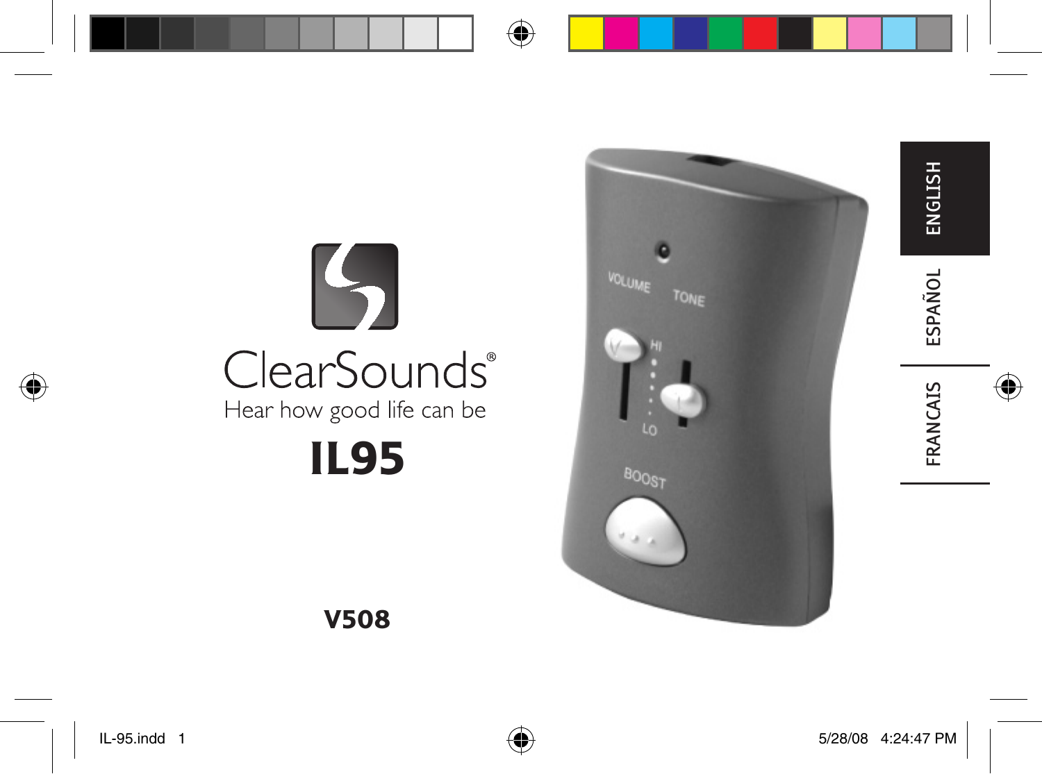ClearSounds®

Hear how good life can be

# IL95

ENGLISH

ESPAÑOL

FRANCAIS

**V508**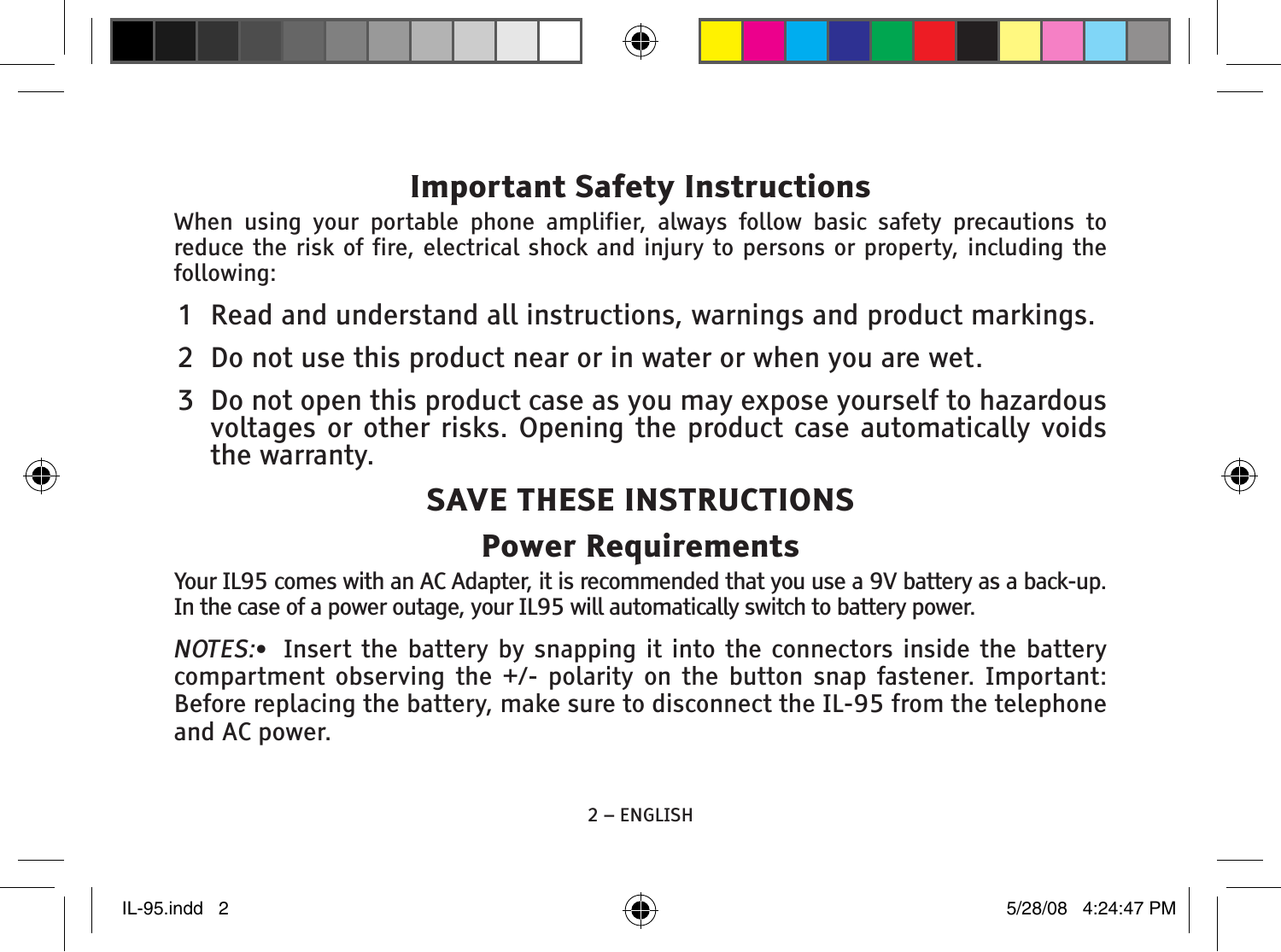# Important Safety Instructions

When using your portable phone amplifier, always follow basic safety precautions to reduce the risk of fire, electrical shock and injury to persons or property, including the following:

1. Read and understand all instructions, warnings and product markings.
2. Do not use this product near or in water or when you are wet.
3. Do not open this product case as you may expose yourself to hazardous voltages or other risks. Opening the product case automatically voids the warranty.

## SAVE THESE INSTRUCTIONS

## Power Requirements

Your IL95 comes with an AC Adapter, it is recommended that you use a 9V battery as a back-up. In the case of a power outage, your IL95 will automatically switch to battery power.

*NOTES:*• Insert the battery by snapping it into the connectors inside the battery compartment observing the +/- polarity on the button snap fastener. Important: Before replacing the battery, make sure to disconnect the IL-95 from the telephone and AC power.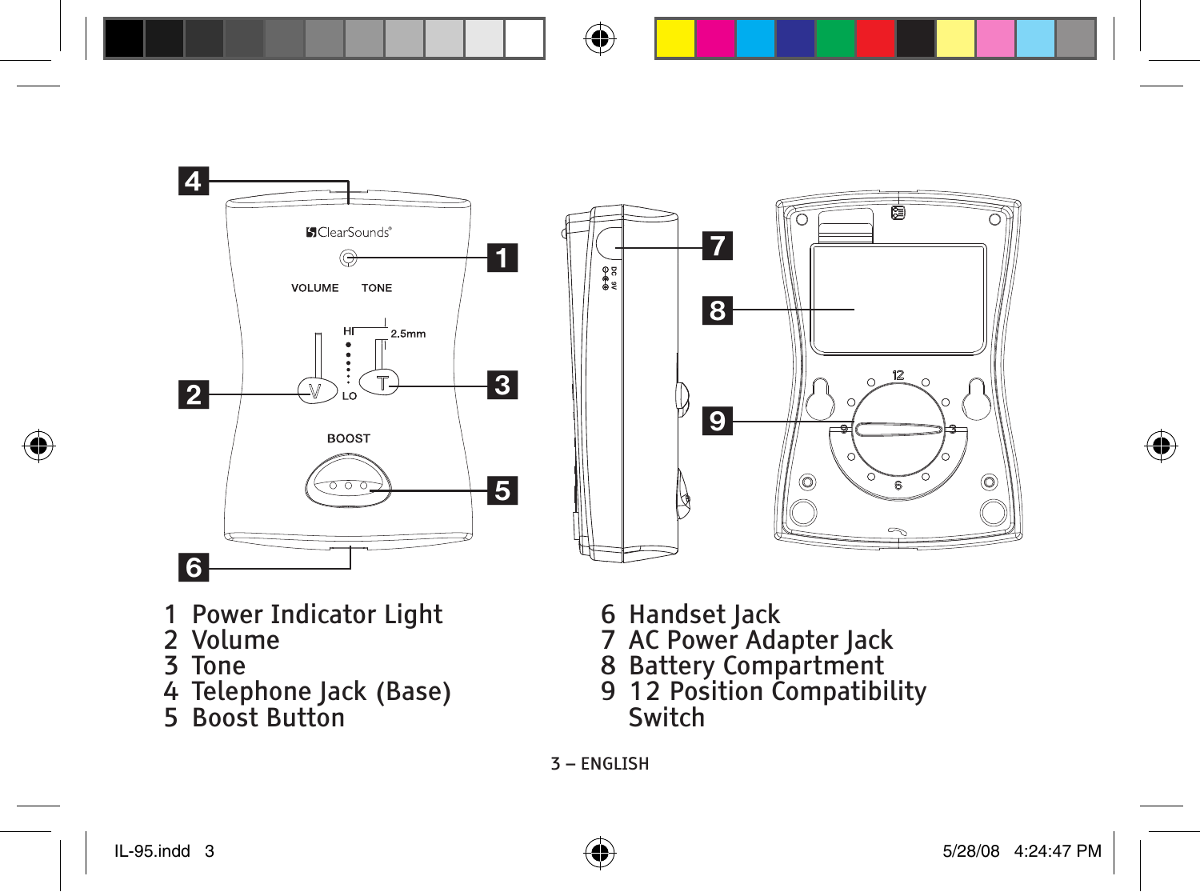1 Power Indicator Light
2 Volume
3 Tone
4 Telephone Jack (Base)
5 Boost Button
6 Handset Jack
7 AC Power Adapter Jack
8 Battery Compartment
9 12 Position Compatibility Switch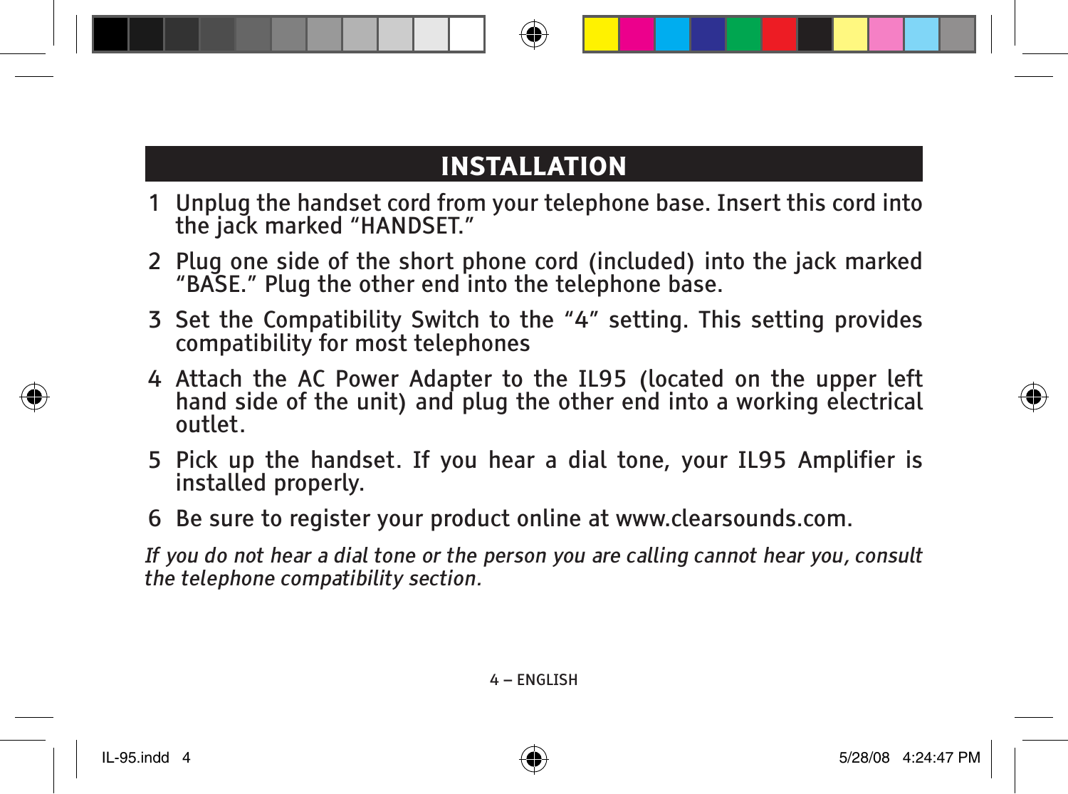## INSTALLATION

1. Unplug the handset cord from your telephone base. Insert this cord into the jack marked “HANDSET.”
2. Plug one side of the short phone cord (included) into the jack marked “BASE.” Plug the other end into the telephone base.
3. Set the Compatibility Switch to the “4” setting. This setting provides compatibility for most telephones
4. Attach the AC Power Adapter to the IL95 (located on the upper left hand side of the unit) and plug the other end into a working electrical outlet.
5. Pick up the handset. If you hear a dial tone, your IL95 Amplifier is installed properly.
6. Be sure to register your product online at www.clearsounds.com.

*If you do not hear a dial tone or the person you are calling cannot hear you, consult the telephone compatibility section.*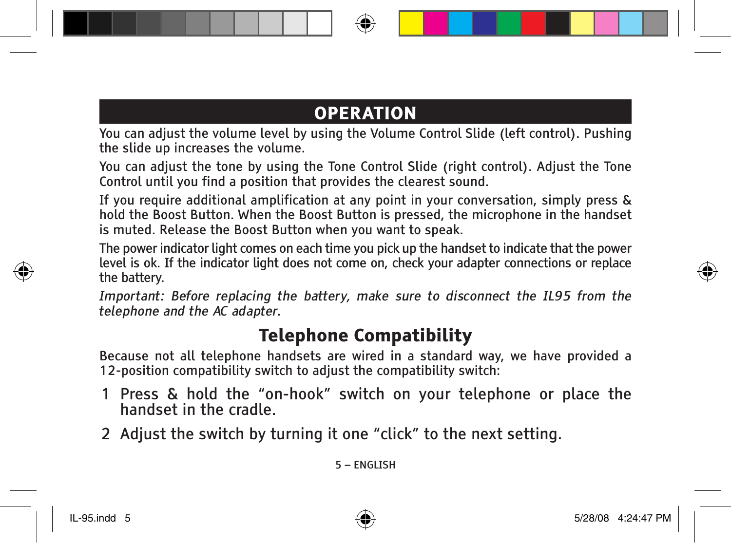# OPERATION

You can adjust the volume level by using the Volume Control Slide (left control). Pushing the slide up increases the volume.

You can adjust the tone by using the Tone Control Slide (right control). Adjust the Tone Control until you find a position that provides the clearest sound.

If you require additional amplification at any point in your conversation, simply press & hold the Boost Button. When the Boost Button is pressed, the microphone in the handset is muted. Release the Boost Button when you want to speak.

The power indicator light comes on each time you pick up the handset to indicate that the power level is ok. If the indicator light does not come on, check your adapter connections or replace the battery.

*Important: Before replacing the battery, make sure to disconnect the IL95 from the telephone and the AC adapter.*

## Telephone Compatibility

Because not all telephone handsets are wired in a standard way, we have provided a 12-position compatibility switch to adjust the compatibility switch:

1. Press & hold the “on-hook” switch on your telephone or place the handset in the cradle.
2. Adjust the switch by turning it one “click” to the next setting.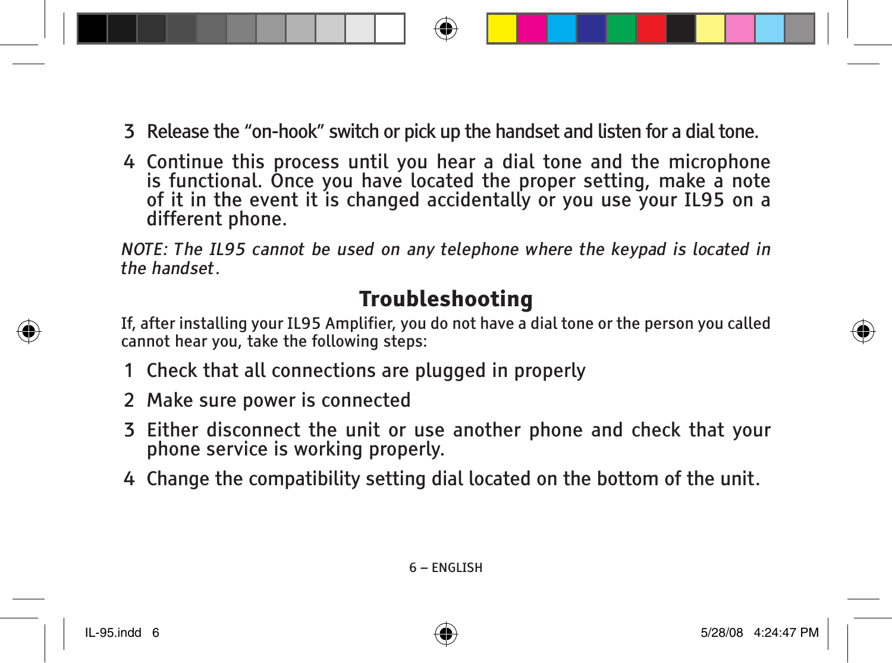3 Release the "on-hook" switch or pick up the handset and listen for a dial tone.

4 Continue this process until you hear a dial tone and the microphone is functional. Once you have located the proper setting, make a note of it in the event it is changed accidentally or you use your IL95 on a different phone.

*NOTE: The IL95 cannot be used on any telephone where the keypad is located in the handset.*

## Troubleshooting

If, after installing your IL95 Amplifier, you do not have a dial tone or the person you called cannot hear you, take the following steps:

1 Check that all connections are plugged in properly

2 Make sure power is connected

3 Either disconnect the unit or use another phone and check that your phone service is working properly.

4 Change the compatibility setting dial located on the bottom of the unit.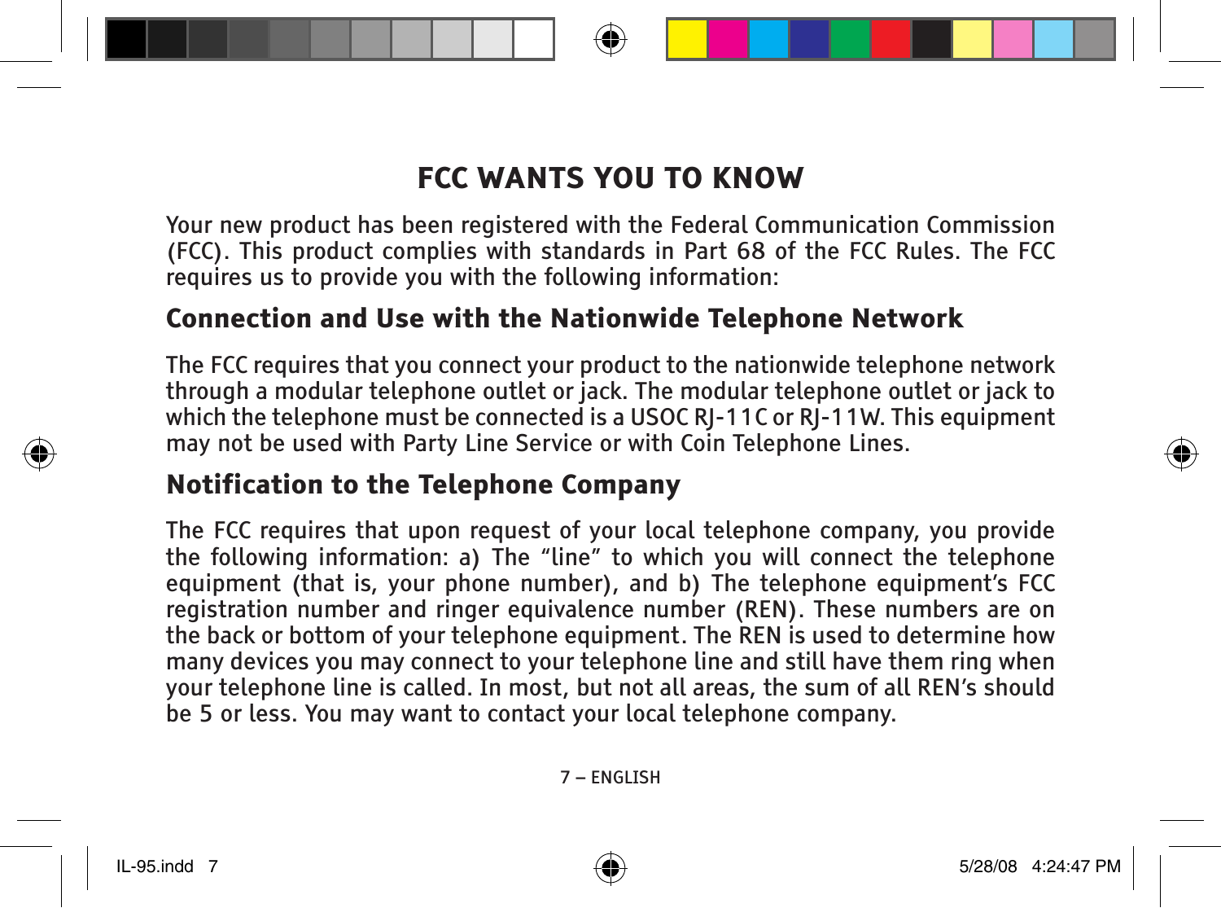# FCC WANTS YOU TO KNOW

Your new product has been registered with the Federal Communication Commission (FCC). This product complies with standards in Part 68 of the FCC Rules. The FCC requires us to provide you with the following information:

## Connection and Use with the Nationwide Telephone Network

The FCC requires that you connect your product to the nationwide telephone network through a modular telephone outlet or jack. The modular telephone outlet or jack to which the telephone must be connected is a USOC RJ-11C or RJ-11W. This equipment may not be used with Party Line Service or with Coin Telephone Lines.

## Notification to the Telephone Company

The FCC requires that upon request of your local telephone company, you provide the following information: a) The “line” to which you will connect the telephone equipment (that is, your phone number), and b) The telephone equipment’s FCC registration number and ringer equivalence number (REN). These numbers are on the back or bottom of your telephone equipment. The REN is used to determine how many devices you may connect to your telephone line and still have them ring when your telephone line is called. In most, but not all areas, the sum of all REN’s should be 5 or less. You may want to contact your local telephone company.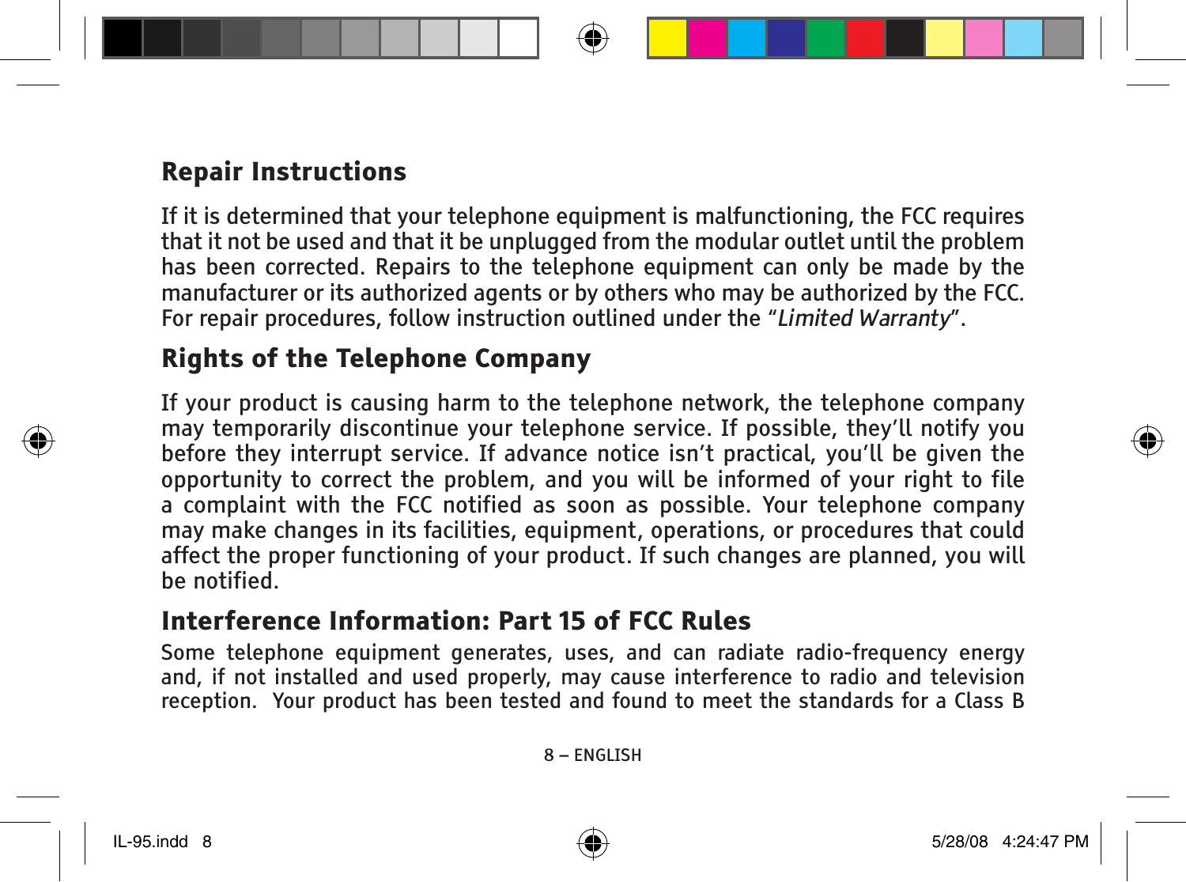## Repair Instructions

If it is determined that your telephone equipment is malfunctioning, the FCC requires that it not be used and that it be unplugged from the modular outlet until the problem has been corrected. Repairs to the telephone equipment can only be made by the manufacturer or its authorized agents or by others who may be authorized by the FCC. For repair procedures, follow instruction outlined under the "*Limited Warranty*".

## Rights of the Telephone Company

If your product is causing harm to the telephone network, the telephone company may temporarily discontinue your telephone service. If possible, they'll notify you before they interrupt service. If advance notice isn't practical, you'll be given the opportunity to correct the problem, and you will be informed of your right to file a complaint with the FCC notified as soon as possible. Your telephone company may make changes in its facilities, equipment, operations, or procedures that could affect the proper functioning of your product. If such changes are planned, you will be notified.

## Interference Information: Part 15 of FCC Rules

Some telephone equipment generates, uses, and can radiate radio-frequency energy and, if not installed and used properly, may cause interference to radio and television reception. Your product has been tested and found to meet the standards for a Class B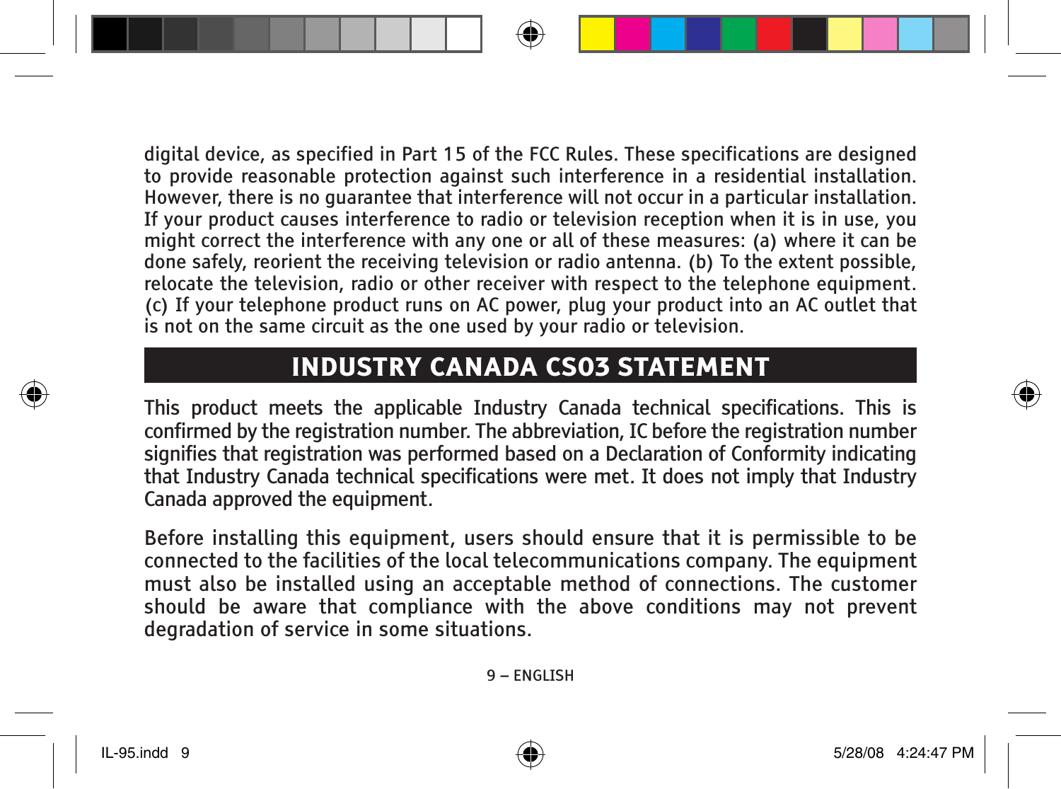digital device, as specified in Part 15 of the FCC Rules. These specifications are designed to provide reasonable protection against such interference in a residential installation. However, there is no guarantee that interference will not occur in a particular installation. If your product causes interference to radio or television reception when it is in use, you might correct the interference with any one or all of these measures: (a) where it can be done safely, reorient the receiving television or radio antenna. (b) To the extent possible, relocate the television, radio or other receiver with respect to the telephone equipment. (c) If your telephone product runs on AC power, plug your product into an AC outlet that is not on the same circuit as the one used by your radio or television.

## INDUSTRY CANADA CS03 STATEMENT

This product meets the applicable Industry Canada technical specifications. This is confirmed by the registration number. The abbreviation, IC before the registration number signifies that registration was performed based on a Declaration of Conformity indicating that Industry Canada technical specifications were met. It does not imply that Industry Canada approved the equipment.

Before installing this equipment, users should ensure that it is permissible to be connected to the facilities of the local telecommunications company. The equipment must also be installed using an acceptable method of connections. The customer should be aware that compliance with the above conditions may not prevent degradation of service in some situations.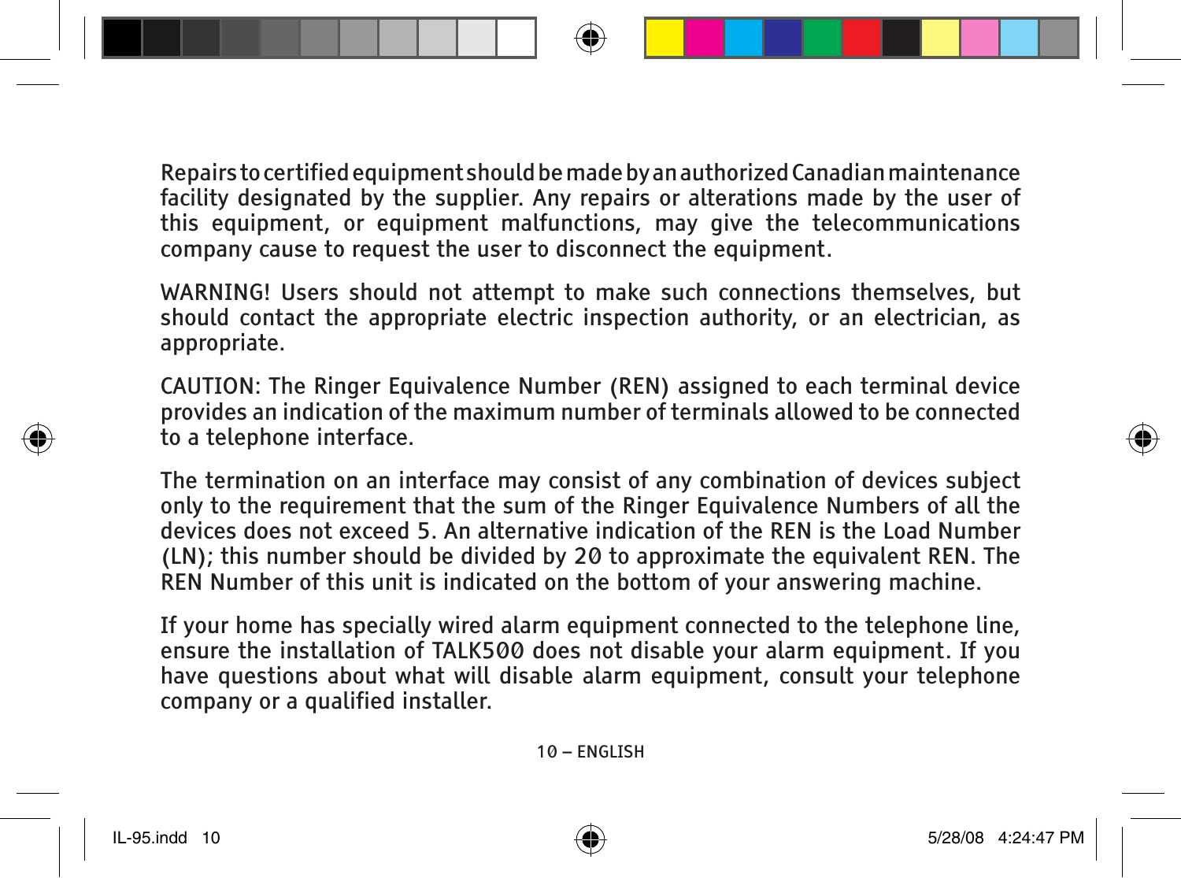Repairs to certified equipment should be made by an authorized Canadian maintenance facility designated by the supplier. Any repairs or alterations made by the user of this equipment, or equipment malfunctions, may give the telecommunications company cause to request the user to disconnect the equipment.

WARNING! Users should not attempt to make such connections themselves, but should contact the appropriate electric inspection authority, or an electrician, as appropriate.

CAUTION: The Ringer Equivalence Number (REN) assigned to each terminal device provides an indication of the maximum number of terminals allowed to be connected to a telephone interface.

The termination on an interface may consist of any combination of devices subject only to the requirement that the sum of the Ringer Equivalence Numbers of all the devices does not exceed 5. An alternative indication of the REN is the Load Number (LN); this number should be divided by 20 to approximate the equivalent REN. The REN Number of this unit is indicated on the bottom of your answering machine.

If your home has specially wired alarm equipment connected to the telephone line, ensure the installation of TALK500 does not disable your alarm equipment. If you have questions about what will disable alarm equipment, consult your telephone company or a qualified installer.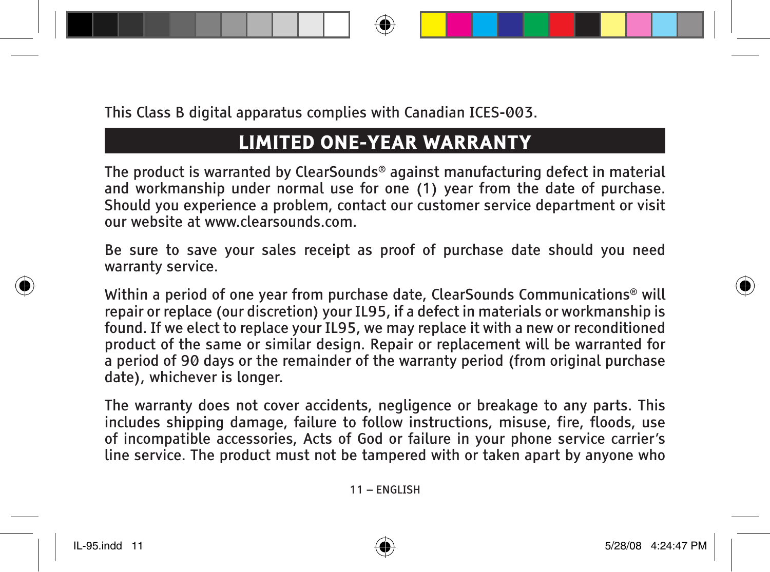This Class B digital apparatus complies with Canadian ICES-003.

## LIMITED ONE-YEAR WARRANTY

The product is warranted by ClearSounds® against manufacturing defect in material and workmanship under normal use for one (1) year from the date of purchase. Should you experience a problem, contact our customer service department or visit our website at www.clearsounds.com.

Be sure to save your sales receipt as proof of purchase date should you need warranty service.

Within a period of one year from purchase date, ClearSounds Communications® will repair or replace (our discretion) your IL95, if a defect in materials or workmanship is found. If we elect to replace your IL95, we may replace it with a new or reconditioned product of the same or similar design. Repair or replacement will be warranted for a period of 90 days or the remainder of the warranty period (from original purchase date), whichever is longer.

The warranty does not cover accidents, negligence or breakage to any parts. This includes shipping damage, failure to follow instructions, misuse, fire, floods, use of incompatible accessories, Acts of God or failure in your phone service carrier's line service. The product must not be tampered with or taken apart by anyone who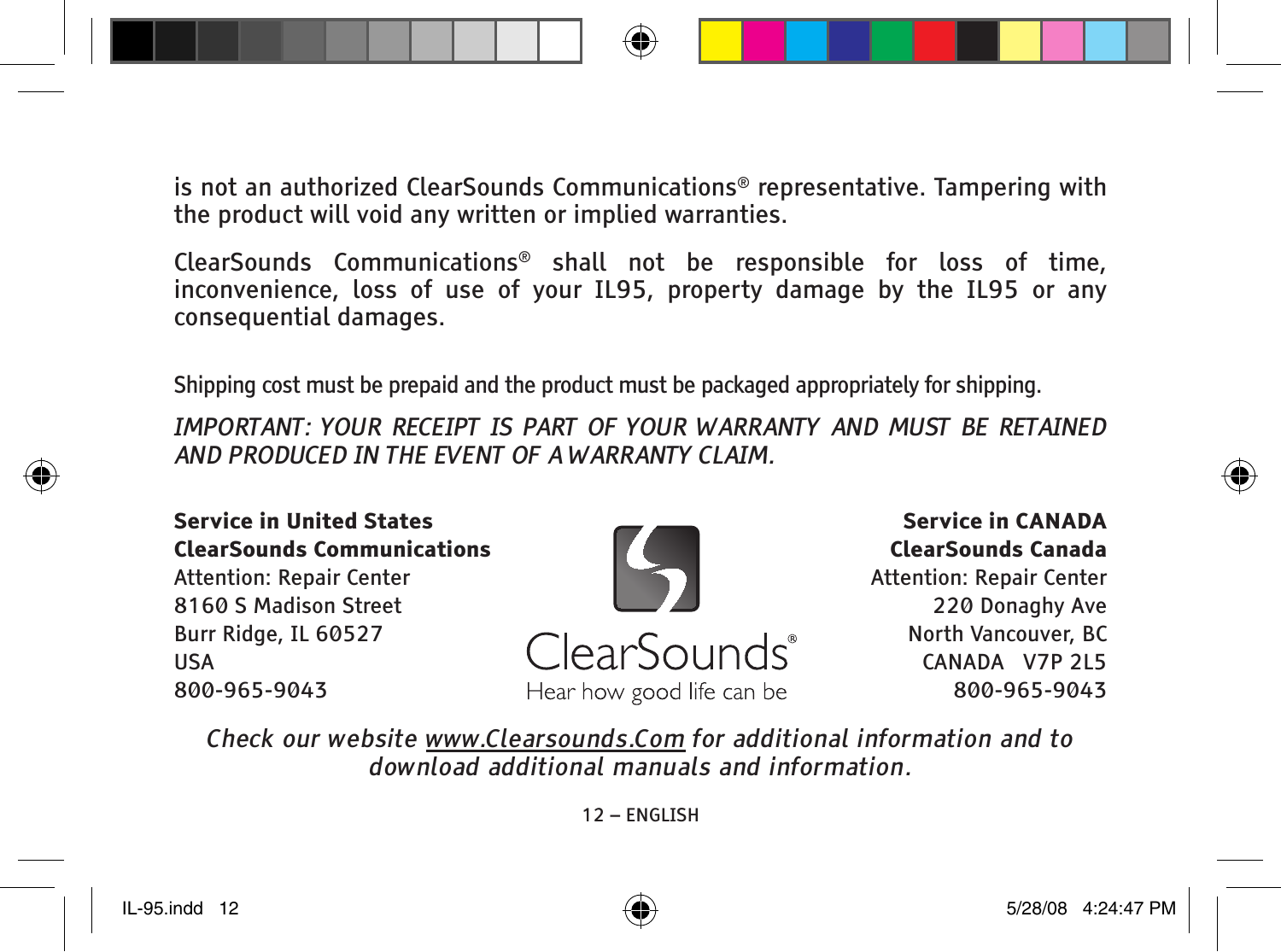is not an authorized ClearSounds Communications® representative. Tampering with the product will void any written or implied warranties.

ClearSounds Communications® shall not be responsible for loss of time, inconvenience, loss of use of your IL95, property damage by the IL95 or any consequential damages.

Shipping cost must be prepaid and the product must be packaged appropriately for shipping.

*IMPORTANT: YOUR RECEIPT IS PART OF YOUR WARRANTY AND MUST BE RETAINED AND PRODUCED IN THE EVENT OF A WARRANTY CLAIM.*

**Service in United States**
**ClearSounds Communications**
Attention: Repair Center
8160 S Madison Street
Burr Ridge, IL 60527
USA
800-965-9043

ClearSounds®
Hear how good life can be

**Service in CANADA**
**ClearSounds Canada**
Attention: Repair Center
220 Donaghy Ave
North Vancouver, BC
CANADA V7P 2L5
800-965-9043

*Check our website www.Clearsounds.Com for additional information and to download additional manuals and information.*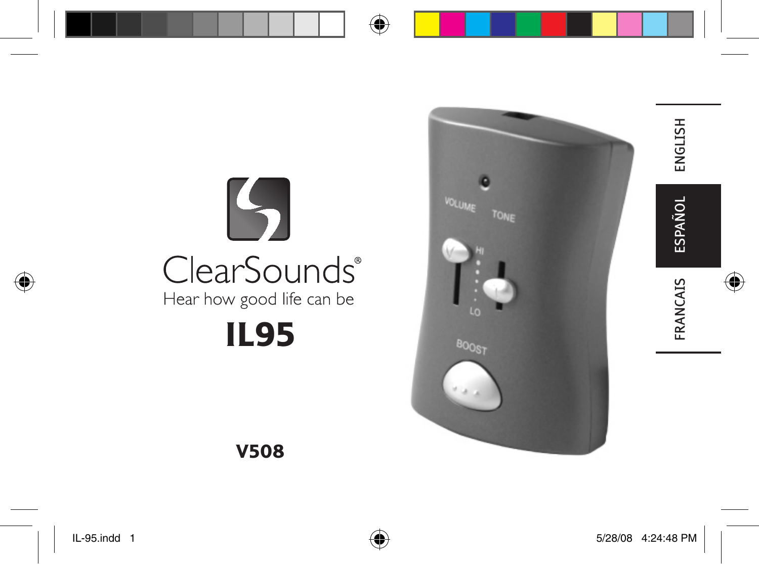ClearSounds®

Hear how good life can be

# IL95

ENGLISH

ESPAÑOL

FRANCAIS

**V508**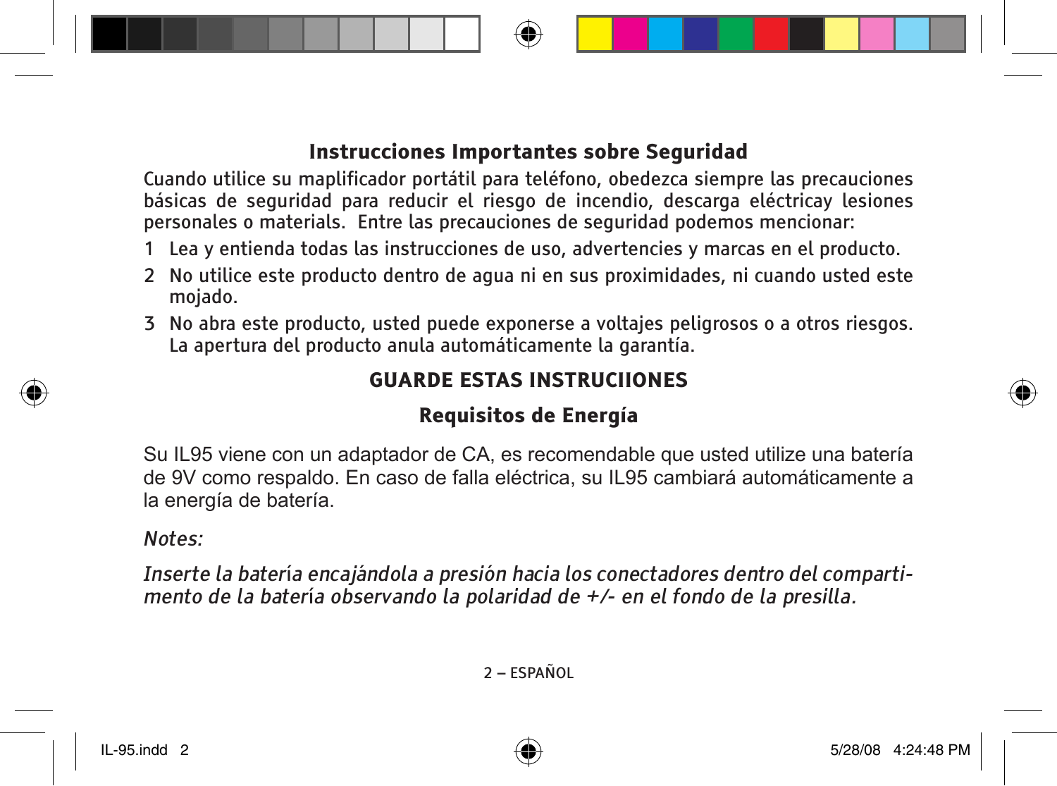## Instrucciones Importantes sobre Seguridad

Cuando utilice su maplificador portátil para teléfono, obedezca siempre las precauciones básicas de seguridad para reducir el riesgo de incendio, descarga eléctricay lesiones personales o materials. Entre las precauciones de seguridad podemos mencionar:

1. Lea y entienda todas las instrucciones de uso, advertencies y marcas en el producto.
2. No utilice este producto dentro de agua ni en sus proximidades, ni cuando usted este mojado.
3. No abra este producto, usted puede exponerse a voltajes peligrosos o a otros riesgos. La apertura del producto anula automáticamente la garantía.

### GUARDE ESTAS INSTRUCIIONES

### Requisitos de Energía

Su IL95 viene con un adaptador de CA, es recomendable que usted utilize una batería de 9V como respaldo. En caso de falla eléctrica, su IL95 cambiará automáticamente a la energía de batería.

*Notes:*

*Inserte la batería encajándola a presión hacia los conectadores dentro del compartimento de la batería observando la polaridad de +/- en el fondo de la presilla.*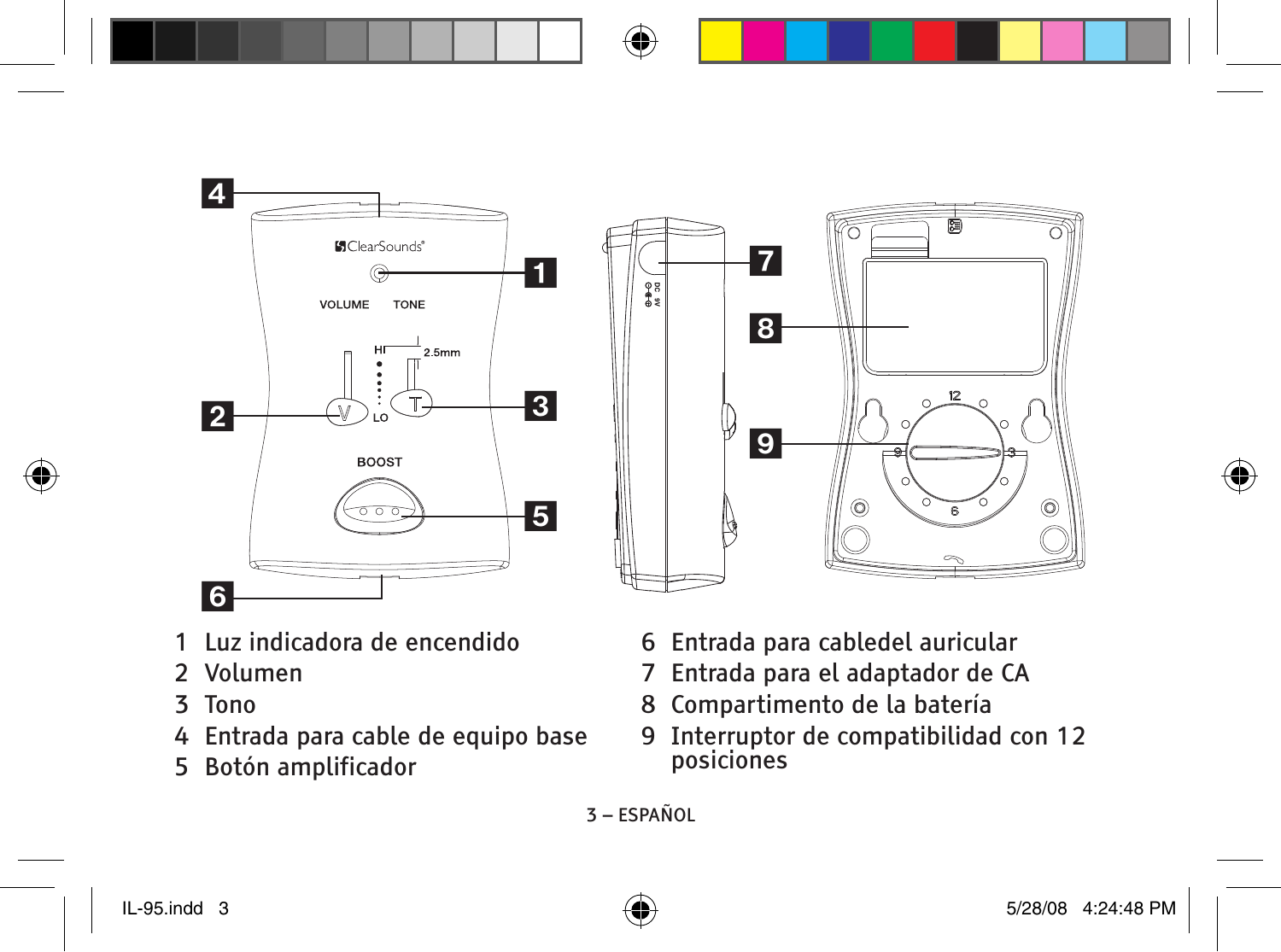1 Luz indicadora de encendido
2 Volumen
3 Tono
4 Entrada para cable de equipo base
5 Botón amplificador
6 Entrada para cabledel auricular
7 Entrada para el adaptador de CA
8 Compartimento de la batería
9 Interruptor de compatibilidad con 12 posiciones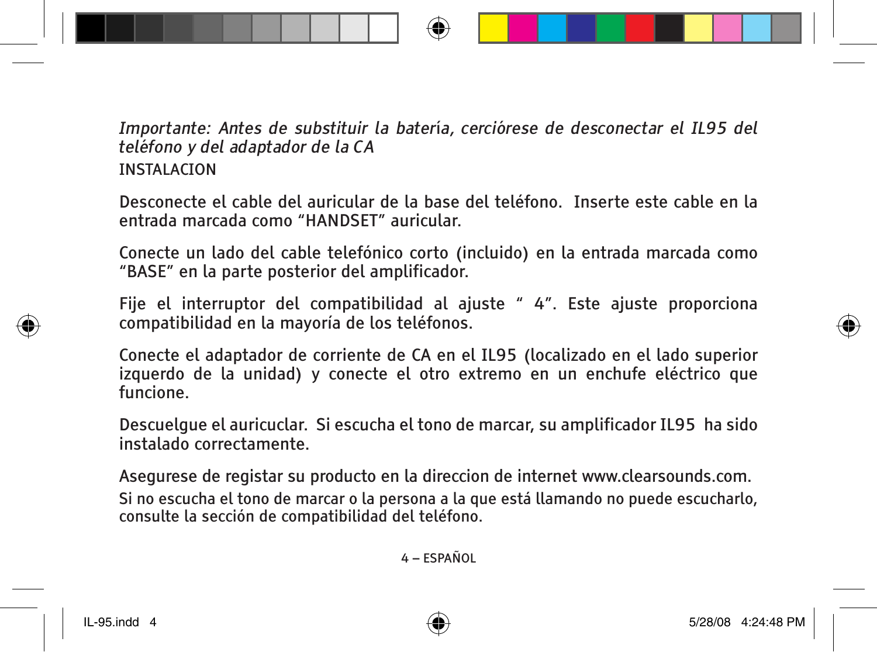*Importante: Antes de substituir la batería, cerciórese de desconectar el IL95 del teléfono y del adaptador de la CA*

INSTALACION

Desconecte el cable del auricular de la base del teléfono.  Inserte este cable en la entrada marcada como “HANDSET” auricular.

Conecte un lado del cable telefónico corto (incluido) en la entrada marcada como “BASE” en la parte posterior del amplificador.

Fije el interruptor del compatibilidad al ajuste “ 4”. Este ajuste proporciona compatibilidad en la mayoría de los teléfonos.

Conecte el adaptador de corriente de CA en el IL95 (localizado en el lado superior izquerdo de la unidad) y conecte el otro extremo en un enchufe eléctrico que funcione.

Descuelgue el auricuclar.  Si escucha el tono de marcar, su amplificador IL95  ha sido instalado correctamente.

Asegurese de registar su producto en la direccion de internet www.clearsounds.com.

Si no escucha el tono de marcar o la persona a la que está llamando no puede escucharlo, consulte la sección de compatibilidad del teléfono.

4 – ESPAÑOL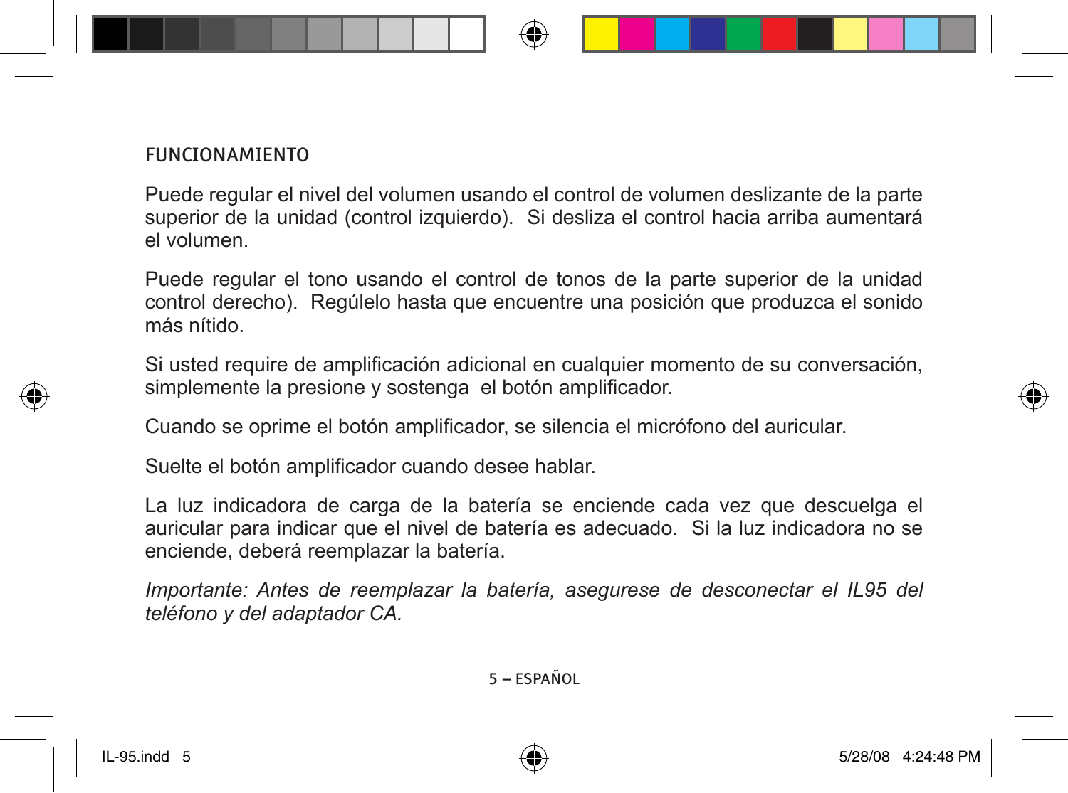## FUNCIONAMIENTO

Puede regular el nivel del volumen usando el control de volumen deslizante de la parte superior de la unidad (control izquierdo). Si desliza el control hacia arriba aumentará el volumen.

Puede regular el tono usando el control de tonos de la parte superior de la unidad control derecho). Regúlelo hasta que encuentre una posición que produzca el sonido más nítido.

Si usted require de amplificación adicional en cualquier momento de su conversación, simplemente la presione y sostenga el botón amplificador.

Cuando se oprime el botón amplificador, se silencia el micrófono del auricular.

Suelte el botón amplificador cuando desee hablar.

La luz indicadora de carga de la batería se enciende cada vez que descuelga el auricular para indicar que el nivel de batería es adecuado. Si la luz indicadora no se enciende, deberá reemplazar la batería.

*Importante: Antes de reemplazar la batería, asegurese de desconectar el IL95 del teléfono y del adaptador CA.*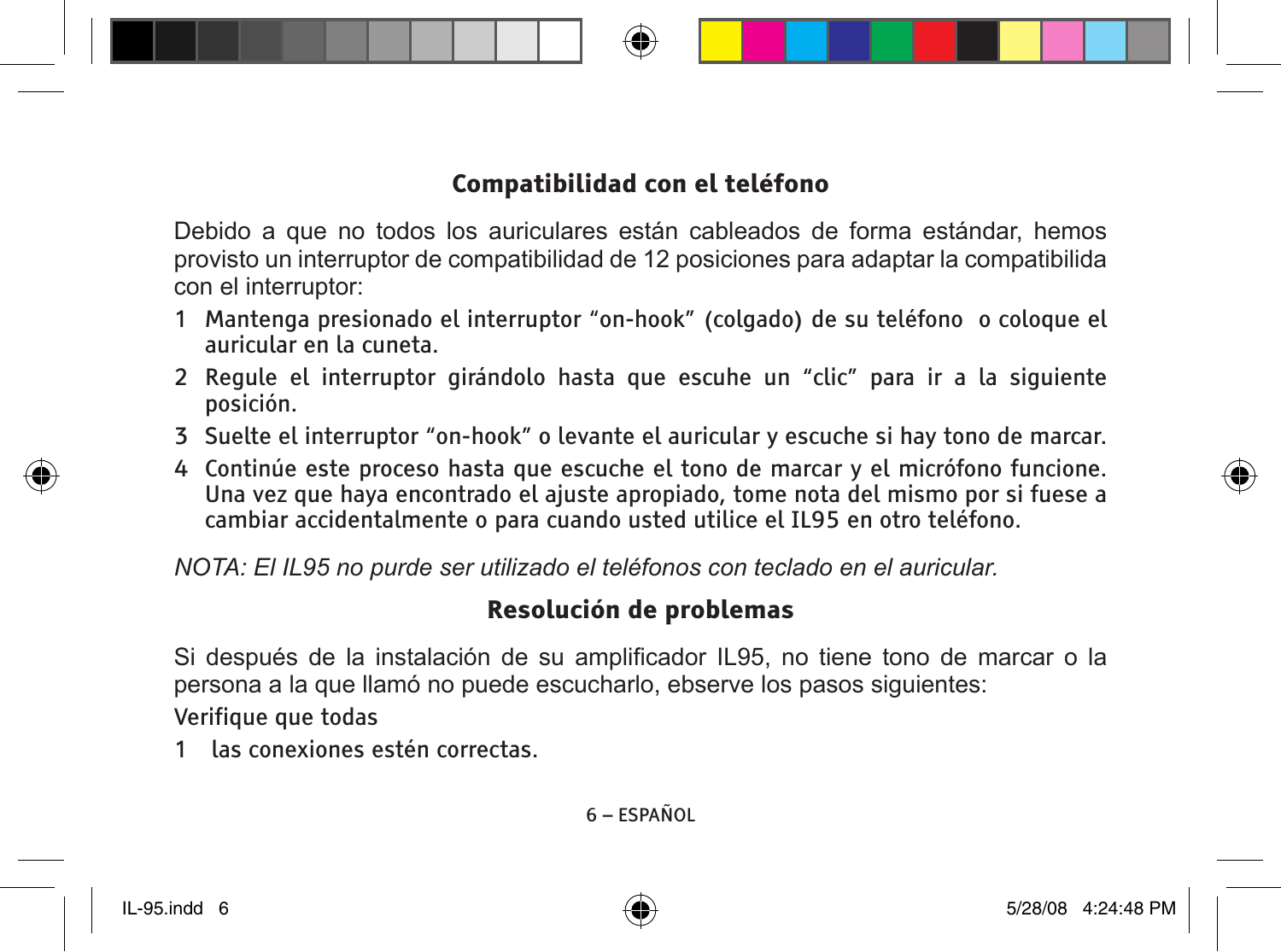## Compatibilidad con el teléfono

Debido a que no todos los auriculares están cableados de forma estándar, hemos provisto un interruptor de compatibilidad de 12 posiciones para adaptar la compatibilida con el interruptor:

1 Mantenga presionado el interruptor “on-hook” (colgado) de su teléfono o coloque el auricular en la cuneta.
2 Regule el interruptor girándolo hasta que escuhe un “clic” para ir a la siguiente posición.
3 Suelte el interruptor “on-hook” o levante el auricular y escuche si hay tono de marcar.
4 Continúe este proceso hasta que escuche el tono de marcar y el micrófono funcione. Una vez que haya encontrado el ajuste apropiado, tome nota del mismo por si fuese a cambiar accidentalmente o para cuando usted utilice el IL95 en otro teléfono.

*NOTA: El IL95 no purde ser utilizado el teléfonos con teclado en el auricular.*

## Resolución de problemas

Si después de la instalación de su amplificador IL95, no tiene tono de marcar o la persona a la que llamó no puede escucharlo, ebserve los pasos siguientes:

Verifique que todas

1 las conexiones estén correctas.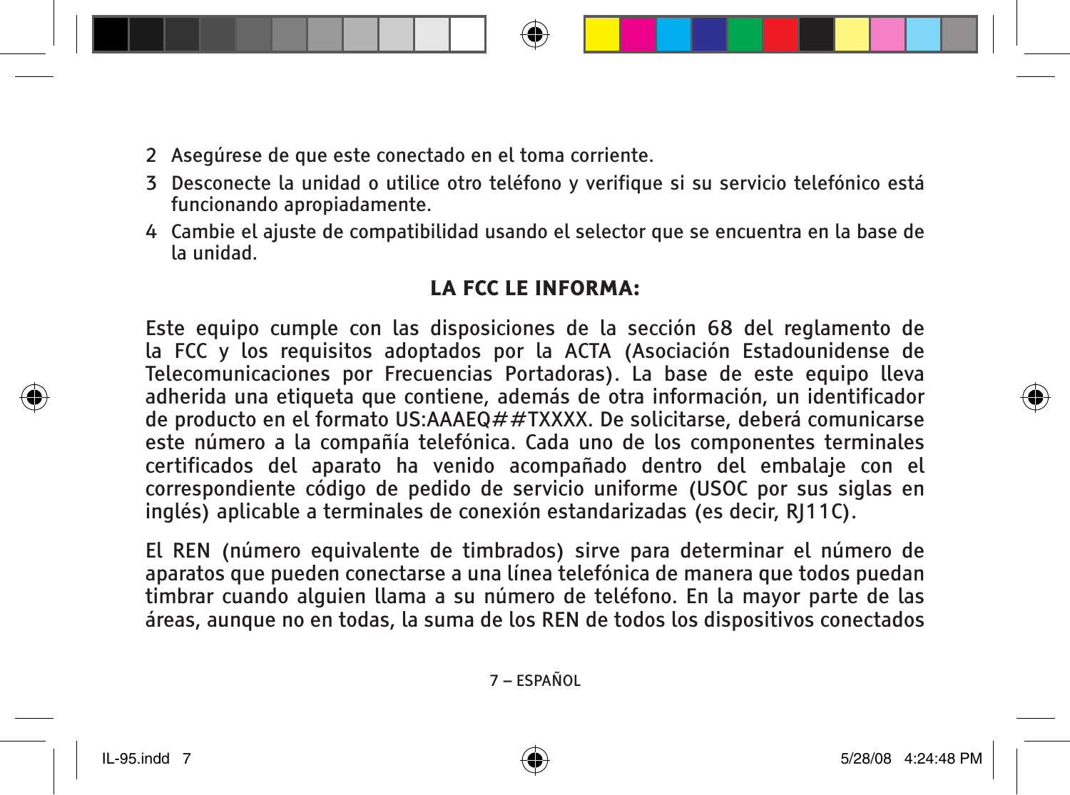2. Asegúrese de que este conectado en el toma corriente.
3. Desconecte la unidad o utilice otro teléfono y verifique si su servicio telefónico está funcionando apropiadamente.
4. Cambie el ajuste de compatibilidad usando el selector que se encuentra en la base de la unidad.

## LA FCC LE INFORMA:

Este equipo cumple con las disposiciones de la sección 68 del reglamento de la FCC y los requisitos adoptados por la ACTA (Asociación Estadounidense de Telecomunicaciones por Frecuencias Portadoras). La base de este equipo lleva adherida una etiqueta que contiene, además de otra información, un identificador de producto en el formato US:AAAEQ##TXXXX. De solicitarse, deberá comunicarse este número a la compañía telefónica. Cada uno de los componentes terminales certificados del aparato ha venido acompañado dentro del embalaje con el correspondiente código de pedido de servicio uniforme (USOC por sus siglas en inglés) aplicable a terminales de conexión estandarizadas (es decir, RJ11C).

El REN (número equivalente de timbrados) sirve para determinar el número de aparatos que pueden conectarse a una línea telefónica de manera que todos puedan timbrar cuando alguien llama a su número de teléfono. En la mayor parte de las áreas, aunque no en todas, la suma de los REN de todos los dispositivos conectados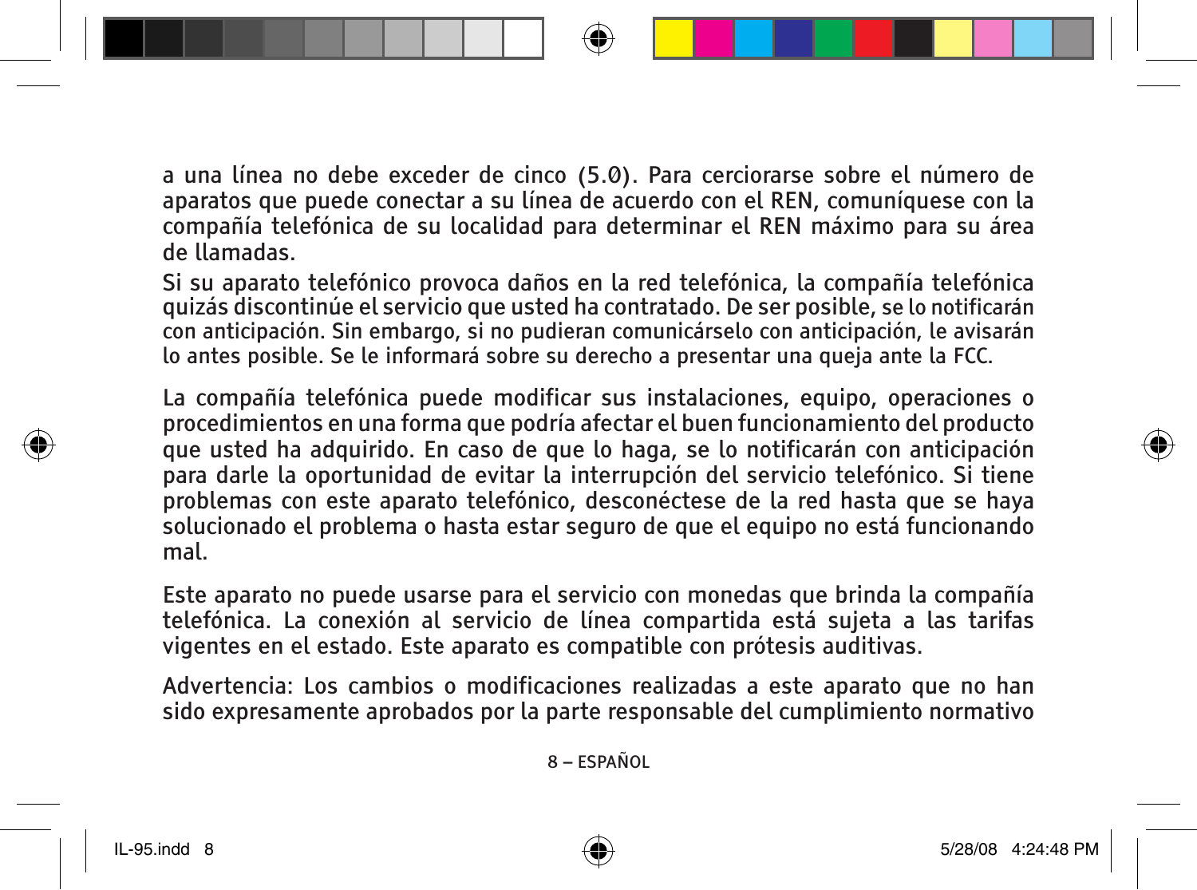a una línea no debe exceder de cinco (5.0). Para cerciorarse sobre el número de aparatos que puede conectar a su línea de acuerdo con el REN, comuníquese con la compañía telefónica de su localidad para determinar el REN máximo para su área de llamadas.

Si su aparato telefónico provoca daños en la red telefónica, la compañía telefónica quizás discontinúe el servicio que usted ha contratado. De ser posible, se lo notificarán con anticipación. Sin embargo, si no pudieran comunicárselo con anticipación, le avisarán lo antes posible. Se le informará sobre su derecho a presentar una queja ante la FCC.

La compañía telefónica puede modificar sus instalaciones, equipo, operaciones o procedimientos en una forma que podría afectar el buen funcionamiento del producto que usted ha adquirido. En caso de que lo haga, se lo notificarán con anticipación para darle la oportunidad de evitar la interrupción del servicio telefónico. Si tiene problemas con este aparato telefónico, desconéctese de la red hasta que se haya solucionado el problema o hasta estar seguro de que el equipo no está funcionando mal.

Este aparato no puede usarse para el servicio con monedas que brinda la compañía telefónica. La conexión al servicio de línea compartida está sujeta a las tarifas vigentes en el estado. Este aparato es compatible con prótesis auditivas.

Advertencia: Los cambios o modificaciones realizadas a este aparato que no han sido expresamente aprobados por la parte responsable del cumplimiento normativo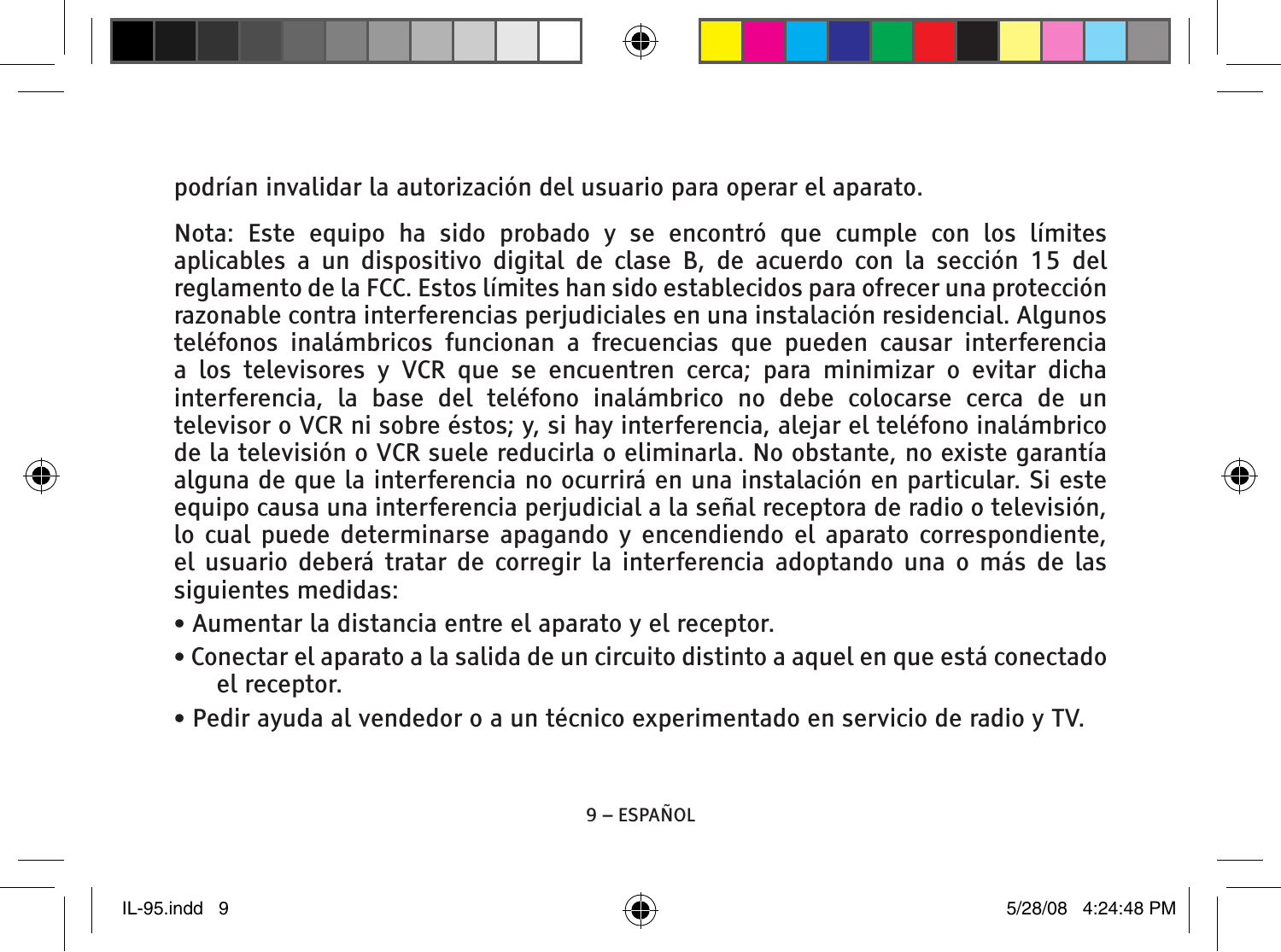podrían invalidar la autorización del usuario para operar el aparato.

Nota: Este equipo ha sido probado y se encontró que cumple con los límites aplicables a un dispositivo digital de clase B, de acuerdo con la sección 15 del reglamento de la FCC. Estos límites han sido establecidos para ofrecer una protección razonable contra interferencias perjudiciales en una instalación residencial. Algunos teléfonos inalámbricos funcionan a frecuencias que pueden causar interferencia a los televisores y VCR que se encuentren cerca; para minimizar o evitar dicha interferencia, la base del teléfono inalámbrico no debe colocarse cerca de un televisor o VCR ni sobre éstos; y, si hay interferencia, alejar el teléfono inalámbrico de la televisión o VCR suele reducirla o eliminarla. No obstante, no existe garantía alguna de que la interferencia no ocurrirá en una instalación en particular. Si este equipo causa una interferencia perjudicial a la señal receptora de radio o televisión, lo cual puede determinarse apagando y encendiendo el aparato correspondiente, el usuario deberá tratar de corregir la interferencia adoptando una o más de las siguientes medidas:

- Aumentar la distancia entre el aparato y el receptor.
- Conectar el aparato a la salida de un circuito distinto a aquel en que está conectado el receptor.
- Pedir ayuda al vendedor o a un técnico experimentado en servicio de radio y TV.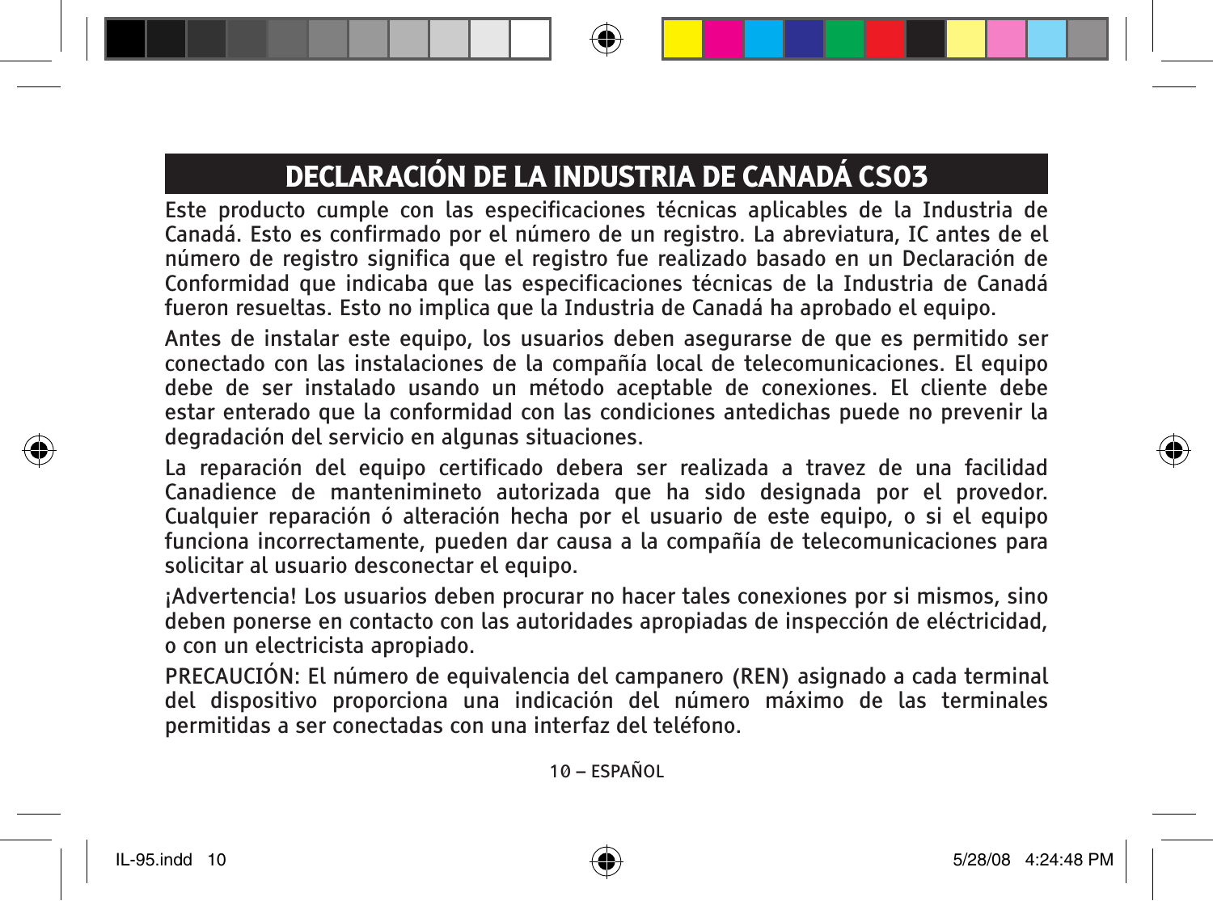# DECLARACIÓN DE LA INDUSTRIA DE CANADÁ CS03

Este producto cumple con las especificaciones técnicas aplicables de la Industria de Canadá. Esto es confirmado por el número de un registro. La abreviatura, IC antes de el número de registro significa que el registro fue realizado basado en un Declaración de Conformidad que indicaba que las especificaciones técnicas de la Industria de Canadá fueron resueltas. Esto no implica que la Industria de Canadá ha aprobado el equipo.

Antes de instalar este equipo, los usuarios deben asegurarse de que es permitido ser conectado con las instalaciones de la compañía local de telecomunicaciones. El equipo debe de ser instalado usando un método aceptable de conexiones. El cliente debe estar enterado que la conformidad con las condiciones antedichas puede no prevenir la degradación del servicio en algunas situaciones.

La reparación del equipo certificado debera ser realizada a travez de una facilidad Canadience de mantenimineto autorizada que ha sido designada por el provedor. Cualquier reparación ó alteración hecha por el usuario de este equipo, o si el equipo funciona incorrectamente, pueden dar causa a la compañía de telecomunicaciones para solicitar al usuario desconectar el equipo.

¡Advertencia! Los usuarios deben procurar no hacer tales conexiones por si mismos, sino deben ponerse en contacto con las autoridades apropiadas de inspección de eléctricidad, o con un electricista apropiado.

PRECAUCIÓN: El número de equivalencia del campanero (REN) asignado a cada terminal del dispositivo proporciona una indicación del número máximo de las terminales permitidas a ser conectadas con una interfaz del teléfono.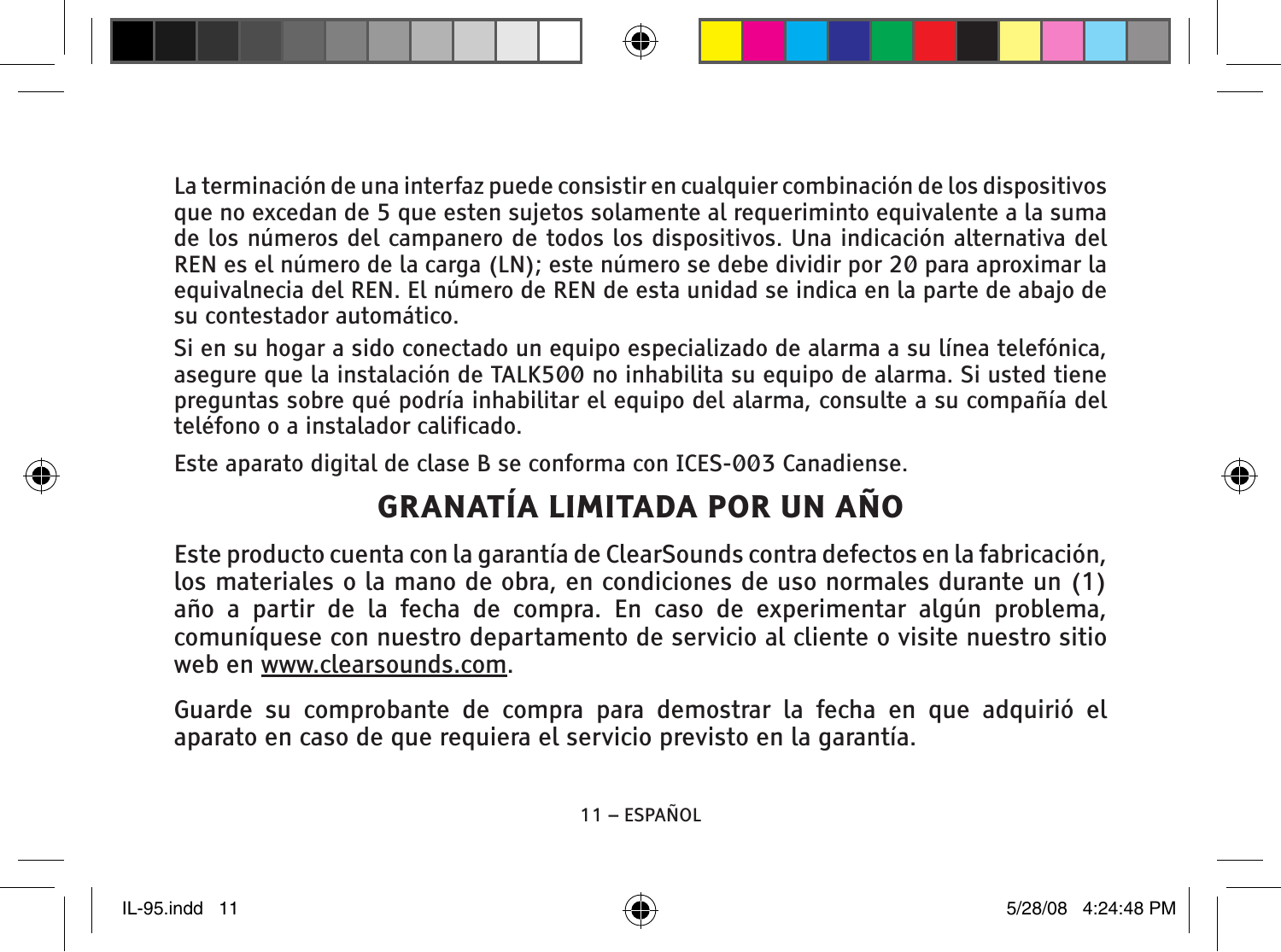La terminación de una interfaz puede consistir en cualquier combinación de los dispositivos que no excedan de 5 que esten sujetos solamente al requerimento equivalente a la suma de los números del campanero de todos los dispositivos. Una indicación alternativa del REN es el número de la carga (LN); este número se debe dividir por 20 para aproximar la equivalnecia del REN. El número de REN de esta unidad se indica en la parte de abajo de su contestador automático.

Si en su hogar a sido conectado un equipo especializado de alarma a su línea telefónica, asegure que la instalación de TALK500 no inhabilita su equipo de alarma. Si usted tiene preguntas sobre qué podría inhabilitar el equipo del alarma, consulte a su compañía del teléfono o a instalador calificado.

Este aparato digital de clase B se conforma con ICES-003 Canadiense.

## GRANATÍA LIMITADA POR UN AÑO

Este producto cuenta con la garantía de ClearSounds contra defectos en la fabricación, los materiales o la mano de obra, en condiciones de uso normales durante un (1) año a partir de la fecha de compra. En caso de experimentar algún problema, comuníquese con nuestro departamento de servicio al cliente o visite nuestro sitio web en www.clearsounds.com.

Guarde su comprobante de compra para demostrar la fecha en que adquirió el aparato en caso de que requiera el servicio previsto en la garantía.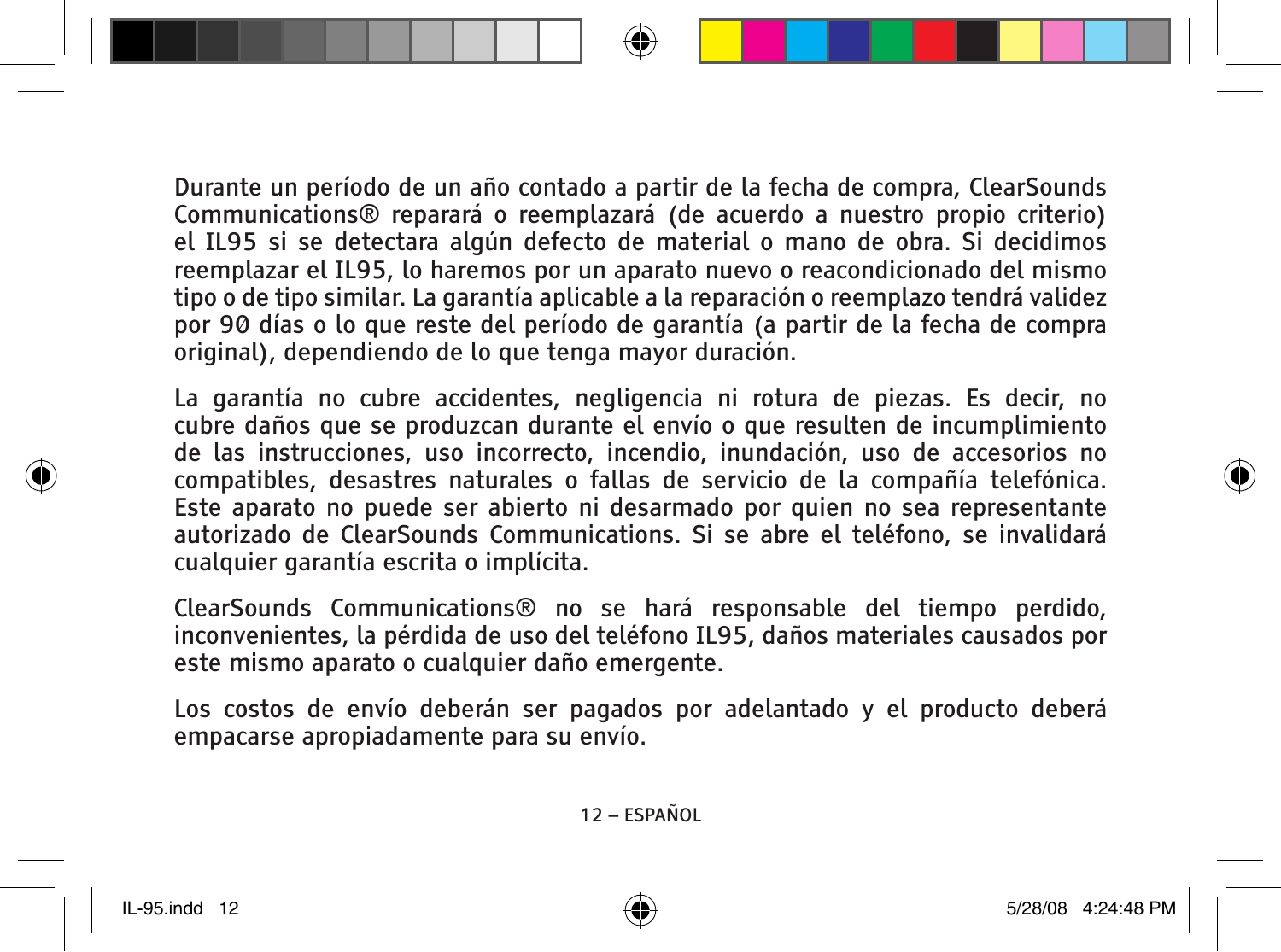Durante un período de un año contado a partir de la fecha de compra, ClearSounds Communications® reparará o reemplazará (de acuerdo a nuestro propio criterio) el IL95 si se detectara algún defecto de material o mano de obra. Si decidimos reemplazar el IL95, lo haremos por un aparato nuevo o reacondicionado del mismo tipo o de tipo similar. La garantía aplicable a la reparación o reemplazo tendrá validez por 90 días o lo que reste del período de garantía (a partir de la fecha de compra original), dependiendo de lo que tenga mayor duración.

La garantía no cubre accidentes, negligencia ni rotura de piezas. Es decir, no cubre daños que se produzcan durante el envío o que resulten de incumplimiento de las instrucciones, uso incorrecto, incendio, inundación, uso de accesorios no compatibles, desastres naturales o fallas de servicio de la compañía telefónica. Este aparato no puede ser abierto ni desarmado por quien no sea representante autorizado de ClearSounds Communications. Si se abre el teléfono, se invalidará cualquier garantía escrita o implícita.

ClearSounds Communications® no se hará responsable del tiempo perdido, inconvenientes, la pérdida de uso del teléfono IL95, daños materiales causados por este mismo aparato o cualquier daño emergente.

Los costos de envío deberán ser pagados por adelantado y el producto deberá empacarse apropiadamente para su envío.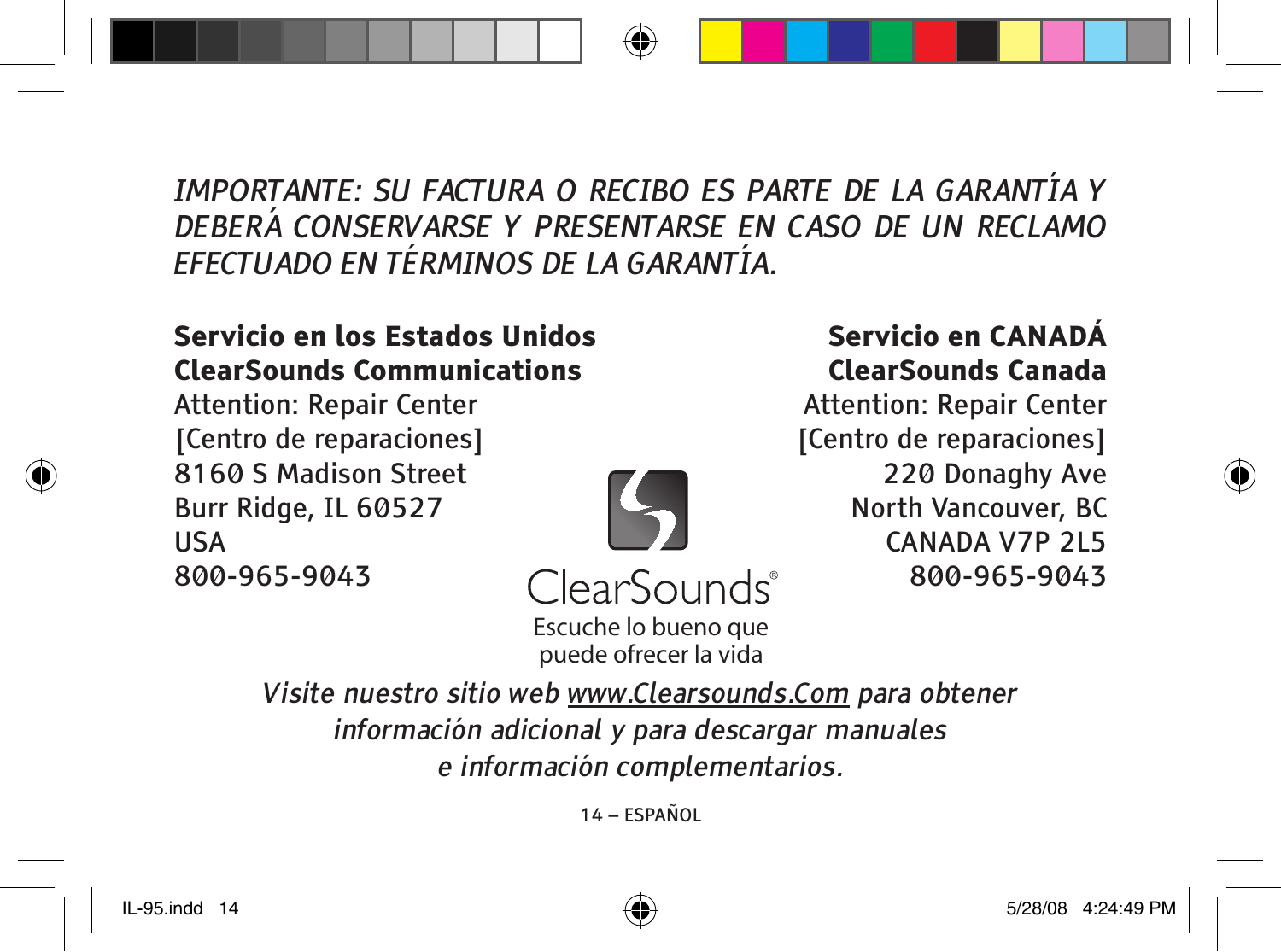*IMPORTANTE: SU FACTURA O RECIBO ES PARTE DE LA GARANTÍA Y DEBERÁ CONSERVARSE Y PRESENTARSE EN CASO DE UN RECLAMO EFECTUADO EN TÉRMINOS DE LA GARANTÍA.*

**Servicio en los Estados Unidos**
**ClearSounds Communications**
Attention: Repair Center
[Centro de reparaciones]
8160 S Madison Street
Burr Ridge, IL 60527
USA
800-965-9043

**Servicio en CANADÁ**
**ClearSounds Canada**
Attention: Repair Center
[Centro de reparaciones]
220 Donaghy Ave
North Vancouver, BC
CANADA V7P 2L5
800-965-9043

ClearSounds®
Escuche lo bueno que puede ofrecer la vida

*Visite nuestro sitio web www.Clearsounds.Com para obtener información adicional y para descargar manuales e información complementarios.*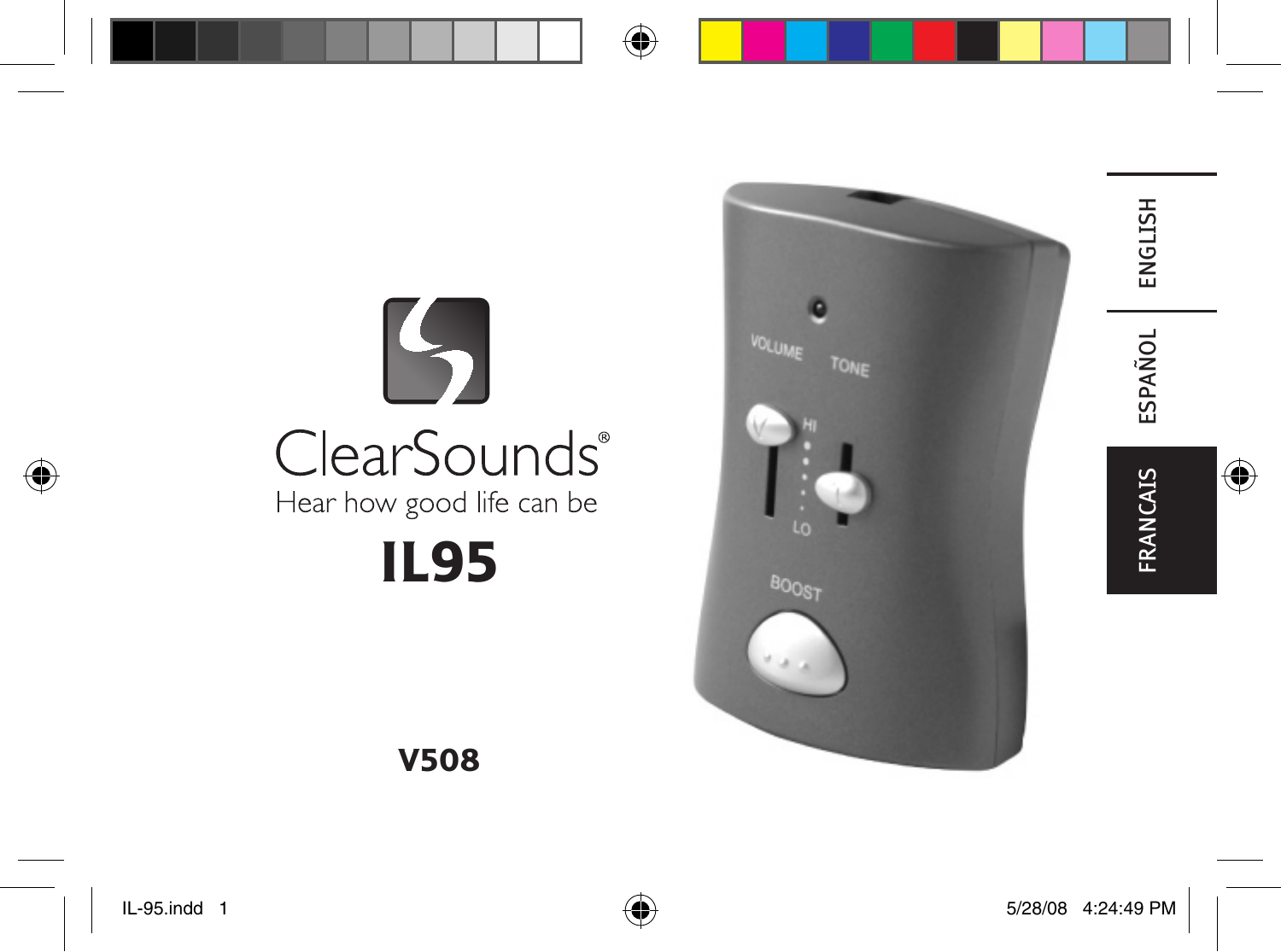ClearSounds®

Hear how good life can be

# IL95

**V508**

ENGLISH

ESPAÑOL

FRANCAIS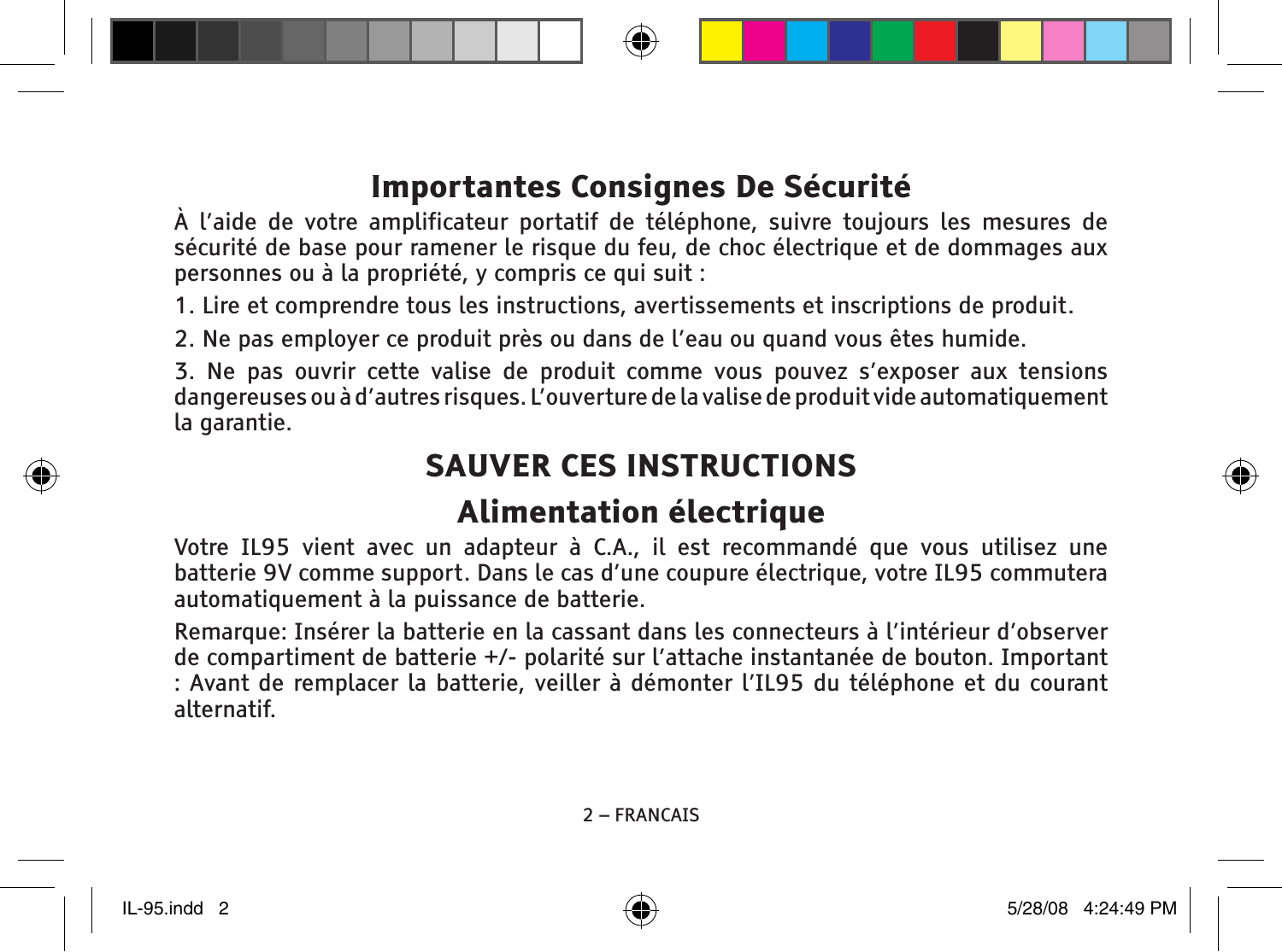## Importantes Consignes De Sécurité

À l'aide de votre amplificateur portatif de téléphone, suivre toujours les mesures de sécurité de base pour ramener le risque du feu, de choc électrique et de dommages aux personnes ou à la propriété, y compris ce qui suit :

1. Lire et comprendre tous les instructions, avertissements et inscriptions de produit.
2. Ne pas employer ce produit près ou dans de l'eau ou quand vous êtes humide.
3. Ne pas ouvrir cette valise de produit comme vous pouvez s'exposer aux tensions dangereuses ou à d'autres risques. L'ouverture de la valise de produit vide automatiquement la garantie.

## SAUVER CES INSTRUCTIONS

## Alimentation électrique

Votre IL95 vient avec un adapteur à C.A., il est recommandé que vous utilisez une batterie 9V comme support. Dans le cas d'une coupure électrique, votre IL95 commutera automatiquement à la puissance de batterie.

Remarque: Insérer la batterie en la cassant dans les connecteurs à l'intérieur d'observer de compartiment de batterie +/- polarité sur l'attache instantanée de bouton. Important : Avant de remplacer la batterie, veiller à démonter l'IL95 du téléphone et du courant alternatif.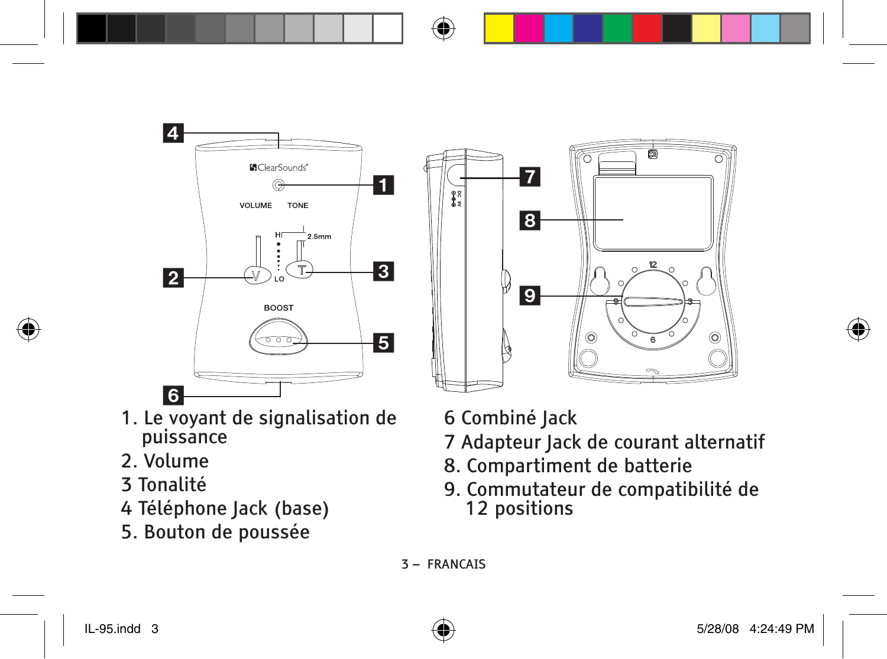1. Le voyant de signalisation de puissance
2. Volume
3 Tonalité
4 Téléphone Jack (base)
5. Bouton de poussée
6 Combiné Jack
7 Adapteur Jack de courant alternatif
8. Compartiment de batterie
9. Commutateur de compatibilité de 12 positions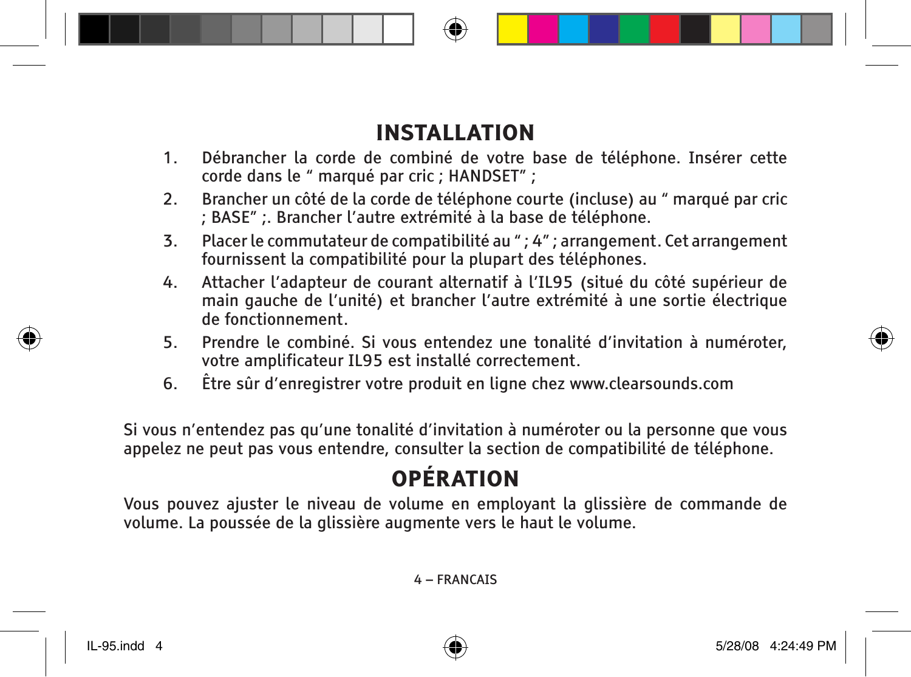# INSTALLATION

1. Débrancher la corde de combiné de votre base de téléphone. Insérer cette corde dans le “ marqué par cric ; HANDSET” ;
2. Brancher un côté de la corde de téléphone courte (incluse) au “ marqué par cric ; BASE” ;. Brancher l’autre extrémité à la base de téléphone.
3. Placer le commutateur de compatibilité au “ ; 4” ; arrangement. Cet arrangement fournissent la compatibilité pour la plupart des téléphones.
4. Attacher l’adapteur de courant alternatif à l’IL95 (situé du côté supérieur de main gauche de l’unité) et brancher l’autre extrémité à une sortie électrique de fonctionnement.
5. Prendre le combiné. Si vous entendez une tonalité d’invitation à numéroter, votre amplificateur IL95 est installé correctement.
6. Être sûr d’enregistrer votre produit en ligne chez www.clearsounds.com

Si vous n’entendez pas qu’une tonalité d’invitation à numéroter ou la personne que vous appelez ne peut pas vous entendre, consulter la section de compatibilité de téléphone.

# OPÉRATION

Vous pouvez ajuster le niveau de volume en employant la glissière de commande de volume. La poussée de la glissière augmente vers le haut le volume.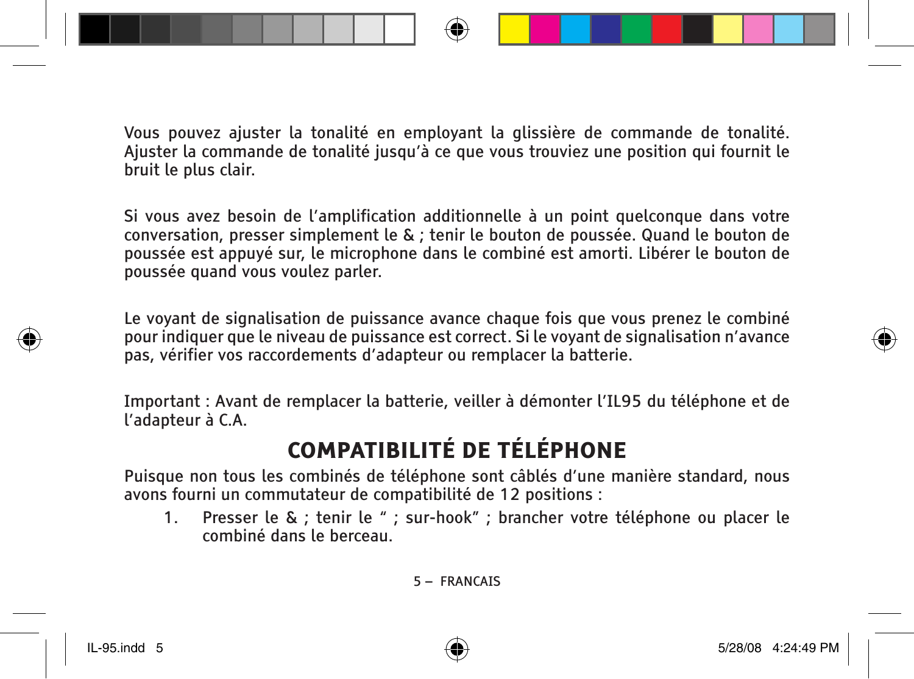Vous pouvez ajuster la tonalité en employant la glissière de commande de tonalité. Ajuster la commande de tonalité jusqu'à ce que vous trouviez une position qui fournit le bruit le plus clair.

Si vous avez besoin de l'amplification additionnelle à un point quelconque dans votre conversation, presser simplement le & ; tenir le bouton de poussée. Quand le bouton de poussée est appuyé sur, le microphone dans le combiné est amorti. Libérer le bouton de poussée quand vous voulez parler.

Le voyant de signalisation de puissance avance chaque fois que vous prenez le combiné pour indiquer que le niveau de puissance est correct. Si le voyant de signalisation n'avance pas, vérifier vos raccordements d'adapteur ou remplacer la batterie.

Important : Avant de remplacer la batterie, veiller à démonter l'IL95 du téléphone et de l'adapteur à C.A.

## COMPATIBILITÉ DE TÉLÉPHONE

Puisque non tous les combinés de téléphone sont câblés d'une manière standard, nous avons fourni un commutateur de compatibilité de 12 positions :

1. Presser le & ; tenir le " ; sur-hook" ; brancher votre téléphone ou placer le combiné dans le berceau.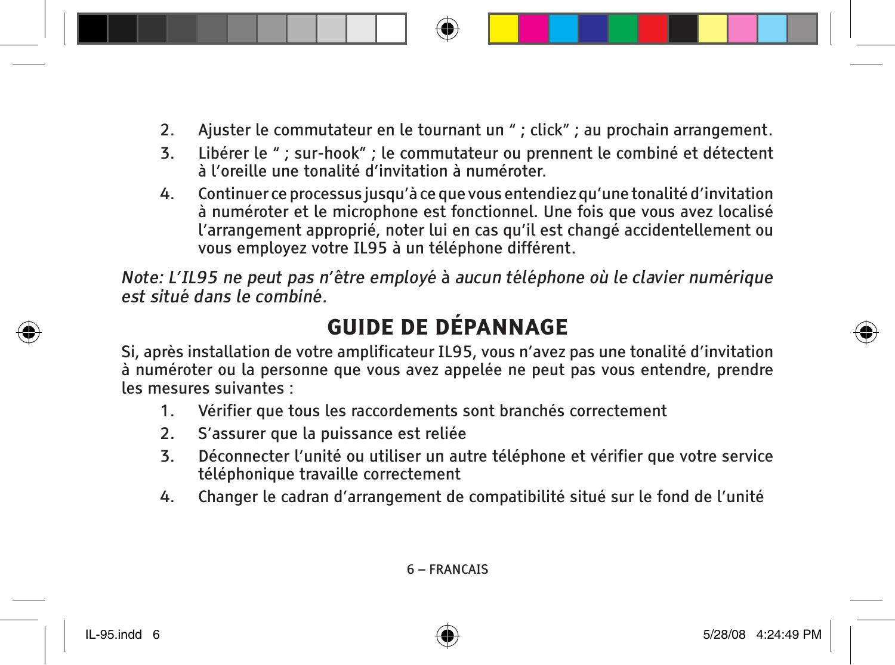2. Ajuster le commutateur en le tournant un " ; click" ; au prochain arrangement.
3. Libérer le " ; sur-hook" ; le commutateur ou prennent le combiné et détectent à l'oreille une tonalité d'invitation à numéroter.
4. Continuer ce processus jusqu'à ce que vous entendiez qu'une tonalité d'invitation à numéroter et le microphone est fonctionnel. Une fois que vous avez localisé l'arrangement approprié, noter lui en cas qu'il est changé accidentellement ou vous employez votre IL95 à un téléphone différent.

*Note: L'IL95 ne peut pas n'être employé à aucun téléphone où le clavier numérique est situé dans le combiné.*

## GUIDE DE DÉPANNAGE

Si, après installation de votre amplificateur IL95, vous n'avez pas une tonalité d'invitation à numéroter ou la personne que vous avez appelée ne peut pas vous entendre, prendre les mesures suivantes :

1. Vérifier que tous les raccordements sont branchés correctement
2. S'assurer que la puissance est reliée
3. Déconnecter l'unité ou utiliser un autre téléphone et vérifier que votre service téléphonique travaille correctement
4. Changer le cadran d'arrangement de compatibilité situé sur le fond de l'unité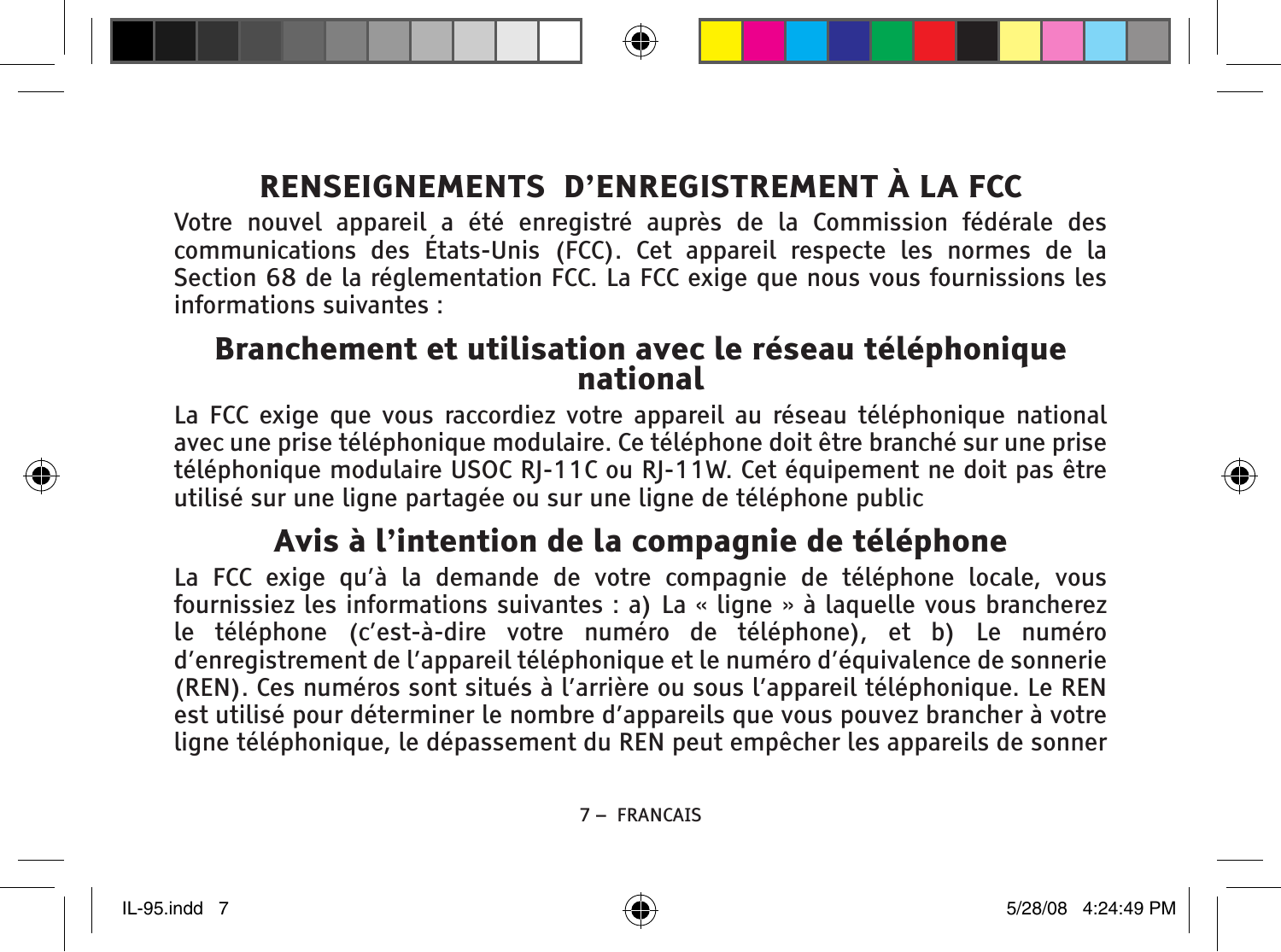# RENSEIGNEMENTS D'ENREGISTREMENT À LA FCC

Votre nouvel appareil a été enregistré auprès de la Commission fédérale des communications des États-Unis (FCC). Cet appareil respecte les normes de la Section 68 de la réglementation FCC. La FCC exige que nous vous fournissions les informations suivantes :

## Branchement et utilisation avec le réseau téléphonique national

La FCC exige que vous raccordiez votre appareil au réseau téléphonique national avec une prise téléphonique modulaire. Ce téléphone doit être branché sur une prise téléphonique modulaire USOC RJ-11C ou RJ-11W. Cet équipement ne doit pas être utilisé sur une ligne partagée ou sur une ligne de téléphone public

## Avis à l'intention de la compagnie de téléphone

La FCC exige qu'à la demande de votre compagnie de téléphone locale, vous fournissiez les informations suivantes : a) La « ligne » à laquelle vous brancherez le téléphone (c'est-à-dire votre numéro de téléphone), et b) Le numéro d'enregistrement de l'appareil téléphonique et le numéro d'équivalence de sonnerie (REN). Ces numéros sont situés à l'arrière ou sous l'appareil téléphonique. Le REN est utilisé pour déterminer le nombre d'appareils que vous pouvez brancher à votre ligne téléphonique, le dépassement du REN peut empêcher les appareils de sonner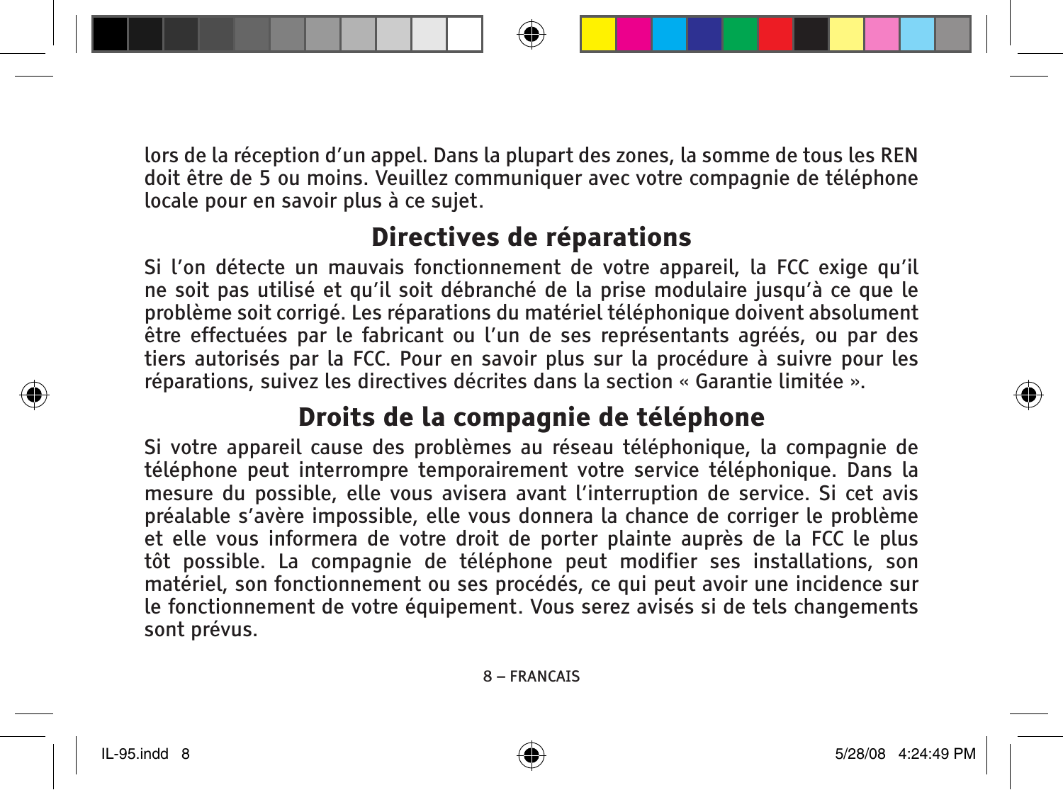lors de la réception d'un appel. Dans la plupart des zones, la somme de tous les REN doit être de 5 ou moins. Veuillez communiquer avec votre compagnie de téléphone locale pour en savoir plus à ce sujet.

## Directives de réparations

Si l'on détecte un mauvais fonctionnement de votre appareil, la FCC exige qu'il ne soit pas utilisé et qu'il soit débranché de la prise modulaire jusqu'à ce que le problème soit corrigé. Les réparations du matériel téléphonique doivent absolument être effectuées par le fabricant ou l'un de ses représentants agréés, ou par des tiers autorisés par la FCC. Pour en savoir plus sur la procédure à suivre pour les réparations, suivez les directives décrites dans la section « Garantie limitée ».

## Droits de la compagnie de téléphone

Si votre appareil cause des problèmes au réseau téléphonique, la compagnie de téléphone peut interrompre temporairement votre service téléphonique. Dans la mesure du possible, elle vous avisera avant l'interruption de service. Si cet avis préalable s'avère impossible, elle vous donnera la chance de corriger le problème et elle vous informera de votre droit de porter plainte auprès de la FCC le plus tôt possible. La compagnie de téléphone peut modifier ses installations, son matériel, son fonctionnement ou ses procédés, ce qui peut avoir une incidence sur le fonctionnement de votre équipement. Vous serez avisés si de tels changements sont prévus.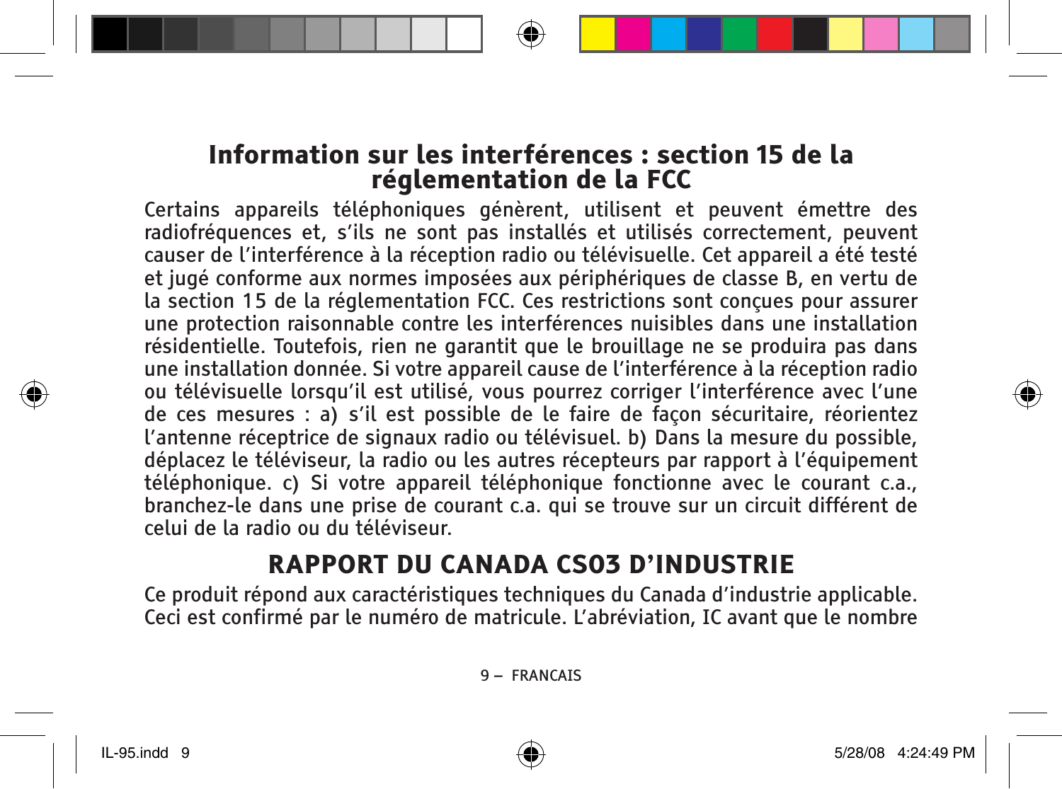## Information sur les interférences : section 15 de la réglementation de la FCC

Certains appareils téléphoniques génèrent, utilisent et peuvent émettre des radiofréquences et, s'ils ne sont pas installés et utilisés correctement, peuvent causer de l'interférence à la réception radio ou télévisuelle. Cet appareil a été testé et jugé conforme aux normes imposées aux périphériques de classe B, en vertu de la section 15 de la réglementation FCC. Ces restrictions sont conçues pour assurer une protection raisonnable contre les interférences nuisibles dans une installation résidentielle. Toutefois, rien ne garantit que le brouillage ne se produira pas dans une installation donnée. Si votre appareil cause de l'interférence à la réception radio ou télévisuelle lorsqu'il est utilisé, vous pourrez corriger l'interférence avec l'une de ces mesures : a) s'il est possible de le faire de façon sécuritaire, réorientez l'antenne réceptrice de signaux radio ou télévisuel. b) Dans la mesure du possible, déplacez le téléviseur, la radio ou les autres récepteurs par rapport à l'équipement téléphonique. c) Si votre appareil téléphonique fonctionne avec le courant c.a., branchez-le dans une prise de courant c.a. qui se trouve sur un circuit différent de celui de la radio ou du téléviseur.

## RAPPORT DU CANADA CS03 D'INDUSTRIE

Ce produit répond aux caractéristiques techniques du Canada d'industrie applicable. Ceci est confirmé par le numéro de matricule. L'abréviation, IC avant que le nombre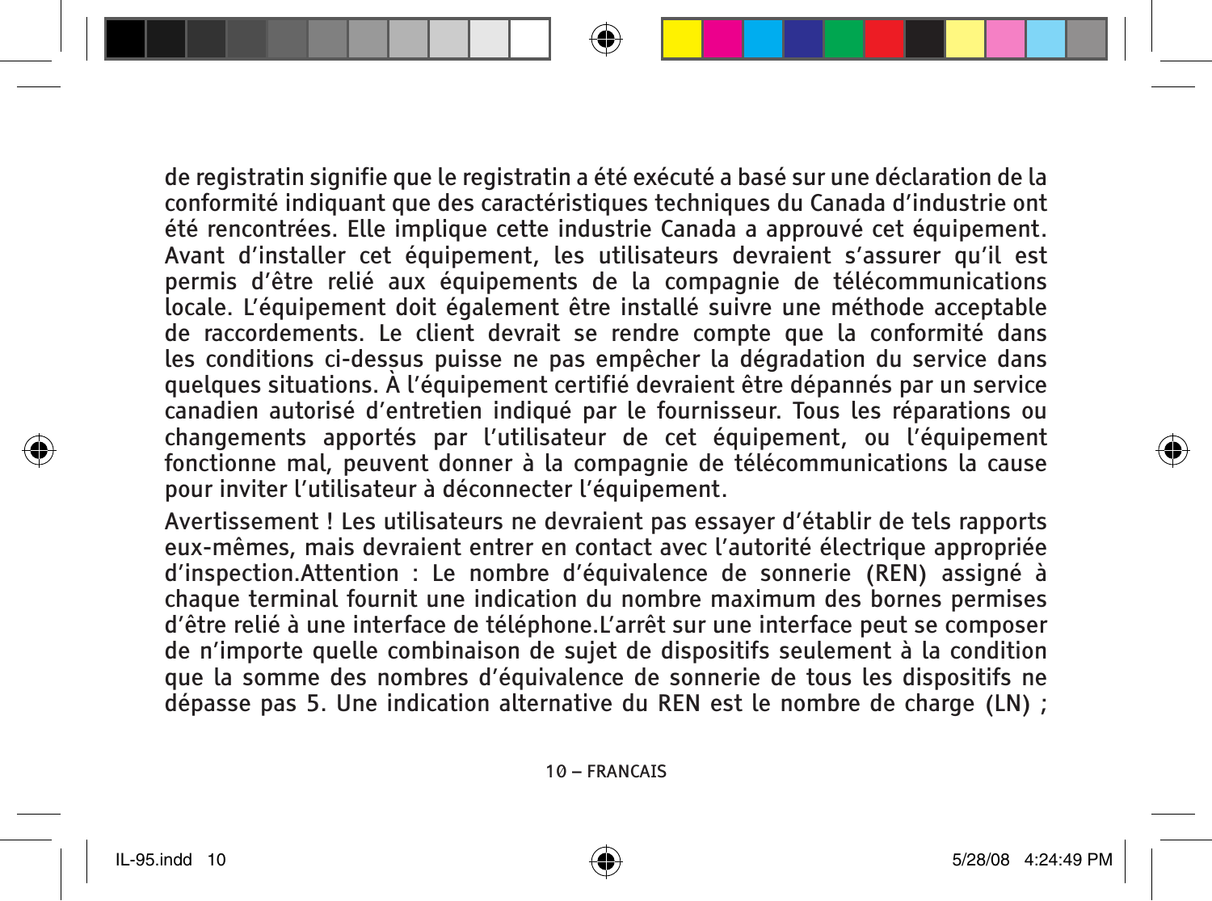de registratin signifie que le registratin a été exécuté a basé sur une déclaration de la conformité indiquant que des caractéristiques techniques du Canada d'industrie ont été rencontrées. Elle implique cette industrie Canada a approuvé cet équipement. Avant d'installer cet équipement, les utilisateurs devraient s'assurer qu'il est permis d'être relié aux équipements de la compagnie de télécommunications locale. L'équipement doit également être installé suivre une méthode acceptable de raccordements. Le client devrait se rendre compte que la conformité dans les conditions ci-dessus puisse ne pas empêcher la dégradation du service dans quelques situations. À l'équipement certifié devraient être dépannés par un service canadien autorisé d'entretien indiqué par le fournisseur. Tous les réparations ou changements apportés par l'utilisateur de cet équipement, ou l'équipement fonctionne mal, peuvent donner à la compagnie de télécommunications la cause pour inviter l'utilisateur à déconnecter l'équipement.

Avertissement ! Les utilisateurs ne devraient pas essayer d'établir de tels rapports eux-mêmes, mais devraient entrer en contact avec l'autorité électrique appropriée d'inspection.Attention : Le nombre d'équivalence de sonnerie (REN) assigné à chaque terminal fournit une indication du nombre maximum des bornes permises d'être relié à une interface de téléphone.L'arrêt sur une interface peut se composer de n'importe quelle combinaison de sujet de dispositifs seulement à la condition que la somme des nombres d'équivalence de sonnerie de tous les dispositifs ne dépasse pas 5. Une indication alternative du REN est le nombre de charge (LN) ;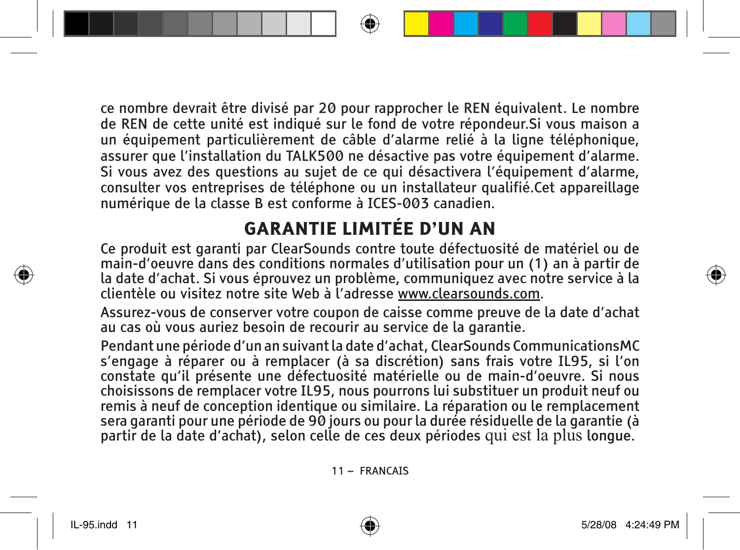ce nombre devrait être divisé par 20 pour rapprocher le REN équivalent. Le nombre de REN de cette unité est indiqué sur le fond de votre répondeur.Si vous maison a un équipement particulièrement de câble d'alarme relié à la ligne téléphonique, assurer que l'installation du TALK500 ne désactive pas votre équipement d'alarme. Si vous avez des questions au sujet de ce qui désactivera l'équipement d'alarme, consulter vos entreprises de téléphone ou un installateur qualifié.Cet appareillage numérique de la classe B est conforme à ICES-003 canadien.

## GARANTIE LIMITÉE D'UN AN

Ce produit est garanti par ClearSounds contre toute défectuosité de matériel ou de main-d'oeuvre dans des conditions normales d'utilisation pour un (1) an à partir de la date d'achat. Si vous éprouvez un problème, communiquez avec notre service à la clientèle ou visitez notre site Web à l'adresse www.clearsounds.com.

Assurez-vous de conserver votre coupon de caisse comme preuve de la date d'achat au cas où vous auriez besoin de recourir au service de la garantie.

Pendant une période d'un an suivant la date d'achat, ClearSounds CommunicationsMC s'engage à réparer ou à remplacer (à sa discrétion) sans frais votre IL95, si l'on constate qu'il présente une défectuosité matérielle ou de main-d'oeuvre. Si nous choisissons de remplacer votre IL95, nous pourrons lui substituer un produit neuf ou remis à neuf de conception identique ou similaire. La réparation ou le remplacement sera garanti pour une période de 90 jours ou pour la durée résiduelle de la garantie (à partir de la date d'achat), selon celle de ces deux périodes qui est la plus longue.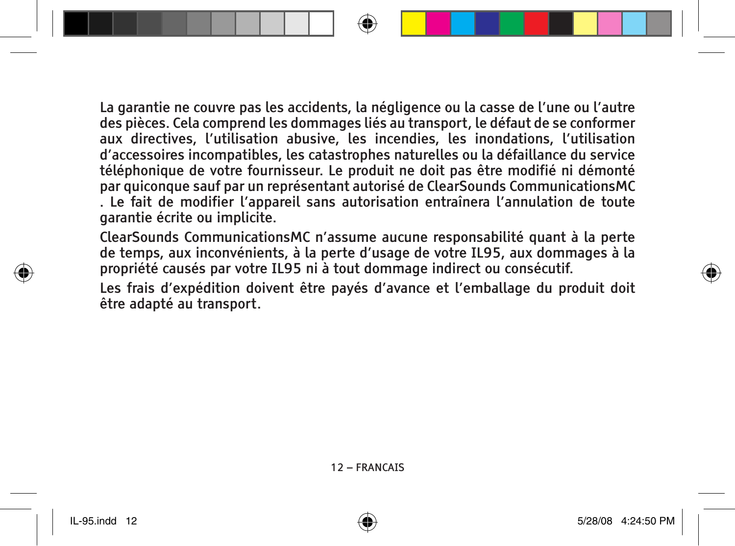La garantie ne couvre pas les accidents, la négligence ou la casse de l'une ou l'autre des pièces. Cela comprend les dommages liés au transport, le défaut de se conformer aux directives, l'utilisation abusive, les incendies, les inondations, l'utilisation d'accessoires incompatibles, les catastrophes naturelles ou la défaillance du service téléphonique de votre fournisseur. Le produit ne doit pas être modifié ni démonté par quiconque sauf par un représentant autorisé de ClearSounds CommunicationsMC . Le fait de modifier l'appareil sans autorisation entraînera l'annulation de toute garantie écrite ou implicite.

ClearSounds CommunicationsMC n'assume aucune responsabilité quant à la perte de temps, aux inconvénients, à la perte d'usage de votre IL95, aux dommages à la propriété causés par votre IL95 ni à tout dommage indirect ou consécutif.

Les frais d'expédition doivent être payés d'avance et l'emballage du produit doit être adapté au transport.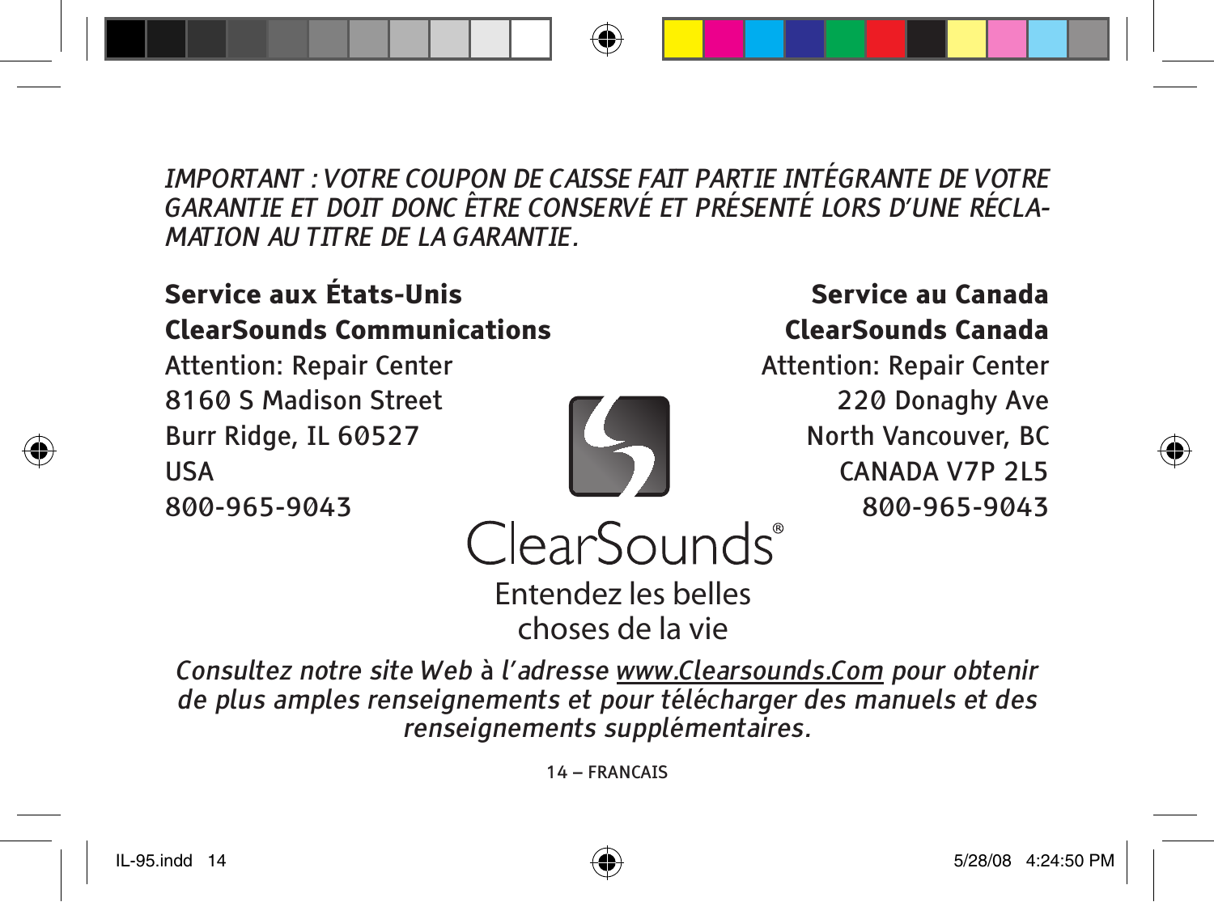*IMPORTANT : VOTRE COUPON DE CAISSE FAIT PARTIE INTÉGRANTE DE VOTRE GARANTIE ET DOIT DONC ÊTRE CONSERVÉ ET PRÉSENTÉ LORS D'UNE RÉCLAMATION AU TITRE DE LA GARANTIE.*

**Service aux États-Unis**
**ClearSounds Communications**
Attention: Repair Center
8160 S Madison Street
Burr Ridge, IL 60527
USA
800-965-9043

**Service au Canada**
**ClearSounds Canada**
Attention: Repair Center
220 Donaghy Ave
North Vancouver, BC
CANADA V7P 2L5
800-965-9043

ClearSounds®
Entendez les belles choses de la vie

*Consultez notre site Web à l'adresse www.Clearsounds.Com pour obtenir de plus amples renseignements et pour télécharger des manuels et des renseignements supplémentaires.*